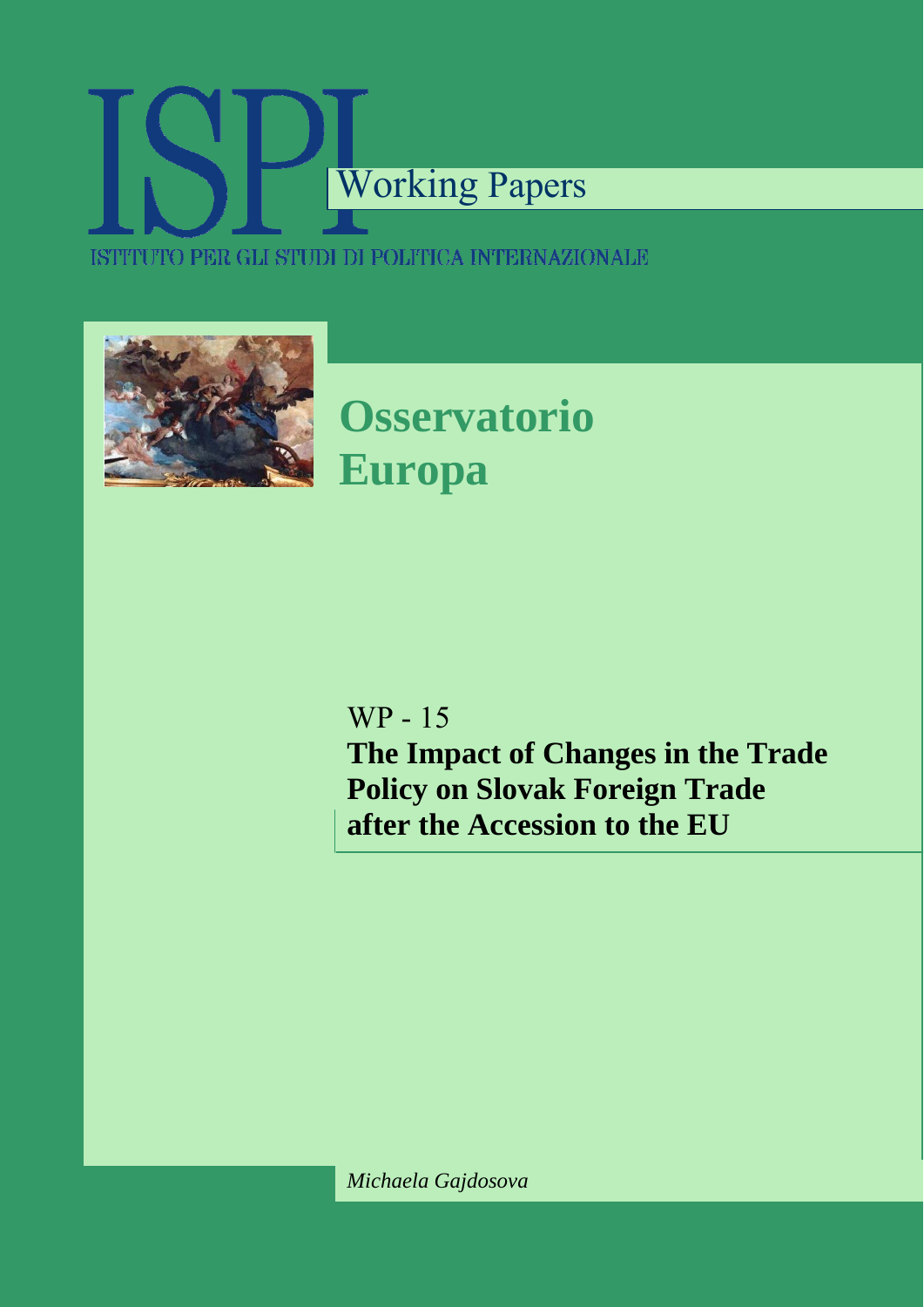# ISPI

Working Papers

ISTITUTO PER GLI STUDI DI POLITICA INTERNAZIONALE

## Osservatorio Europa

WP - 15

**The Impact of Changes in the Trade Policy on Slovak Foreign Trade after the Accession to the EU**

*Michaela Gajdosova*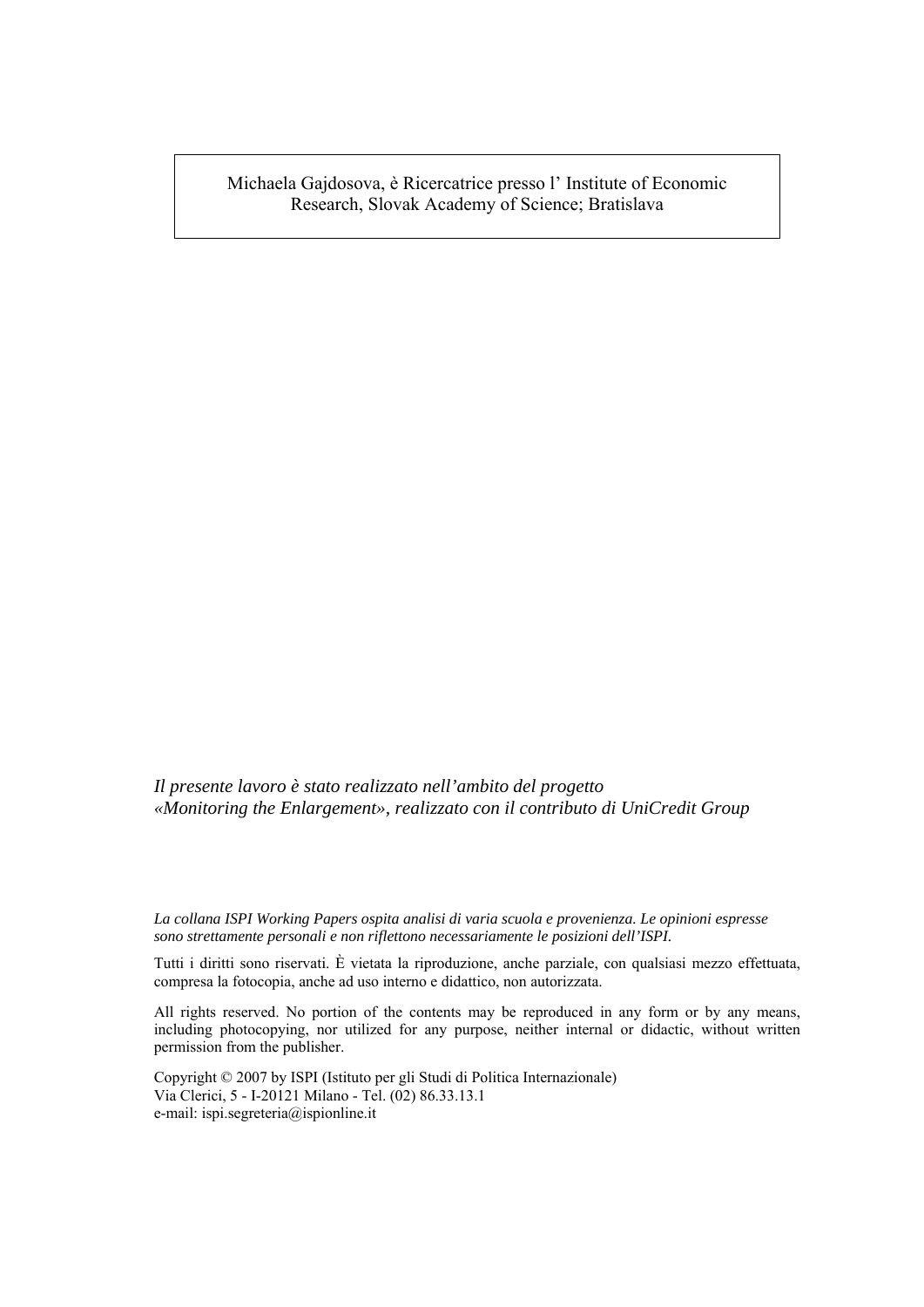Michaela Gajdosova, è Ricercatrice presso l' Institute of Economic Research, Slovak Academy of Science; Bratislava

*Il presente lavoro è stato realizzato nell'ambito del progetto «Monitoring the Enlargement», realizzato con il contributo di UniCredit Group*

*La collana ISPI Working Papers ospita analisi di varia scuola e provenienza. Le opinioni espresse sono strettamente personali e non riflettono necessariamente le posizioni dell'ISPI.*

Tutti i diritti sono riservati. È vietata la riproduzione, anche parziale, con qualsiasi mezzo effettuata, compresa la fotocopia, anche ad uso interno e didattico, non autorizzata.

All rights reserved. No portion of the contents may be reproduced in any form or by any means, including photocopying, nor utilized for any purpose, neither internal or didactic, without written permission from the publisher.

Copyright © 2007 by ISPI (Istituto per gli Studi di Politica Internazionale)
Via Clerici, 5 - I-20121 Milano - Tel. (02) 86.33.13.1
e-mail: ispi.segreteria@ispionline.it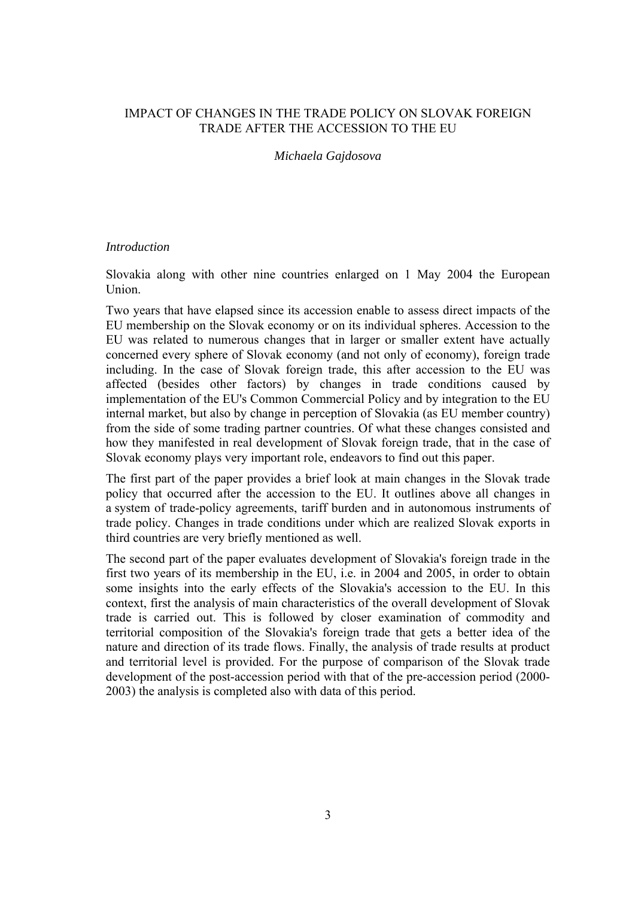# IMPACT OF CHANGES IN THE TRADE POLICY ON SLOVAK FOREIGN TRADE AFTER THE ACCESSION TO THE EU

*Michaela Gajdosova*

*Introduction*

Slovakia along with other nine countries enlarged on 1 May 2004 the European Union.

Two years that have elapsed since its accession enable to assess direct impacts of the EU membership on the Slovak economy or on its individual spheres. Accession to the EU was related to numerous changes that in larger or smaller extent have actually concerned every sphere of Slovak economy (and not only of economy), foreign trade including. In the case of Slovak foreign trade, this after accession to the EU was affected (besides other factors) by changes in trade conditions caused by implementation of the EU's Common Commercial Policy and by integration to the EU internal market, but also by change in perception of Slovakia (as EU member country) from the side of some trading partner countries. Of what these changes consisted and how they manifested in real development of Slovak foreign trade, that in the case of Slovak economy plays very important role, endeavors to find out this paper.

The first part of the paper provides a brief look at main changes in the Slovak trade policy that occurred after the accession to the EU. It outlines above all changes in a system of trade-policy agreements, tariff burden and in autonomous instruments of trade policy. Changes in trade conditions under which are realized Slovak exports in third countries are very briefly mentioned as well.

The second part of the paper evaluates development of Slovakia's foreign trade in the first two years of its membership in the EU, i.e. in 2004 and 2005, in order to obtain some insights into the early effects of the Slovakia's accession to the EU. In this context, first the analysis of main characteristics of the overall development of Slovak trade is carried out. This is followed by closer examination of commodity and territorial composition of the Slovakia's foreign trade that gets a better idea of the nature and direction of its trade flows. Finally, the analysis of trade results at product and territorial level is provided. For the purpose of comparison of the Slovak trade development of the post-accession period with that of the pre-accession period (2000-2003) the analysis is completed also with data of this period.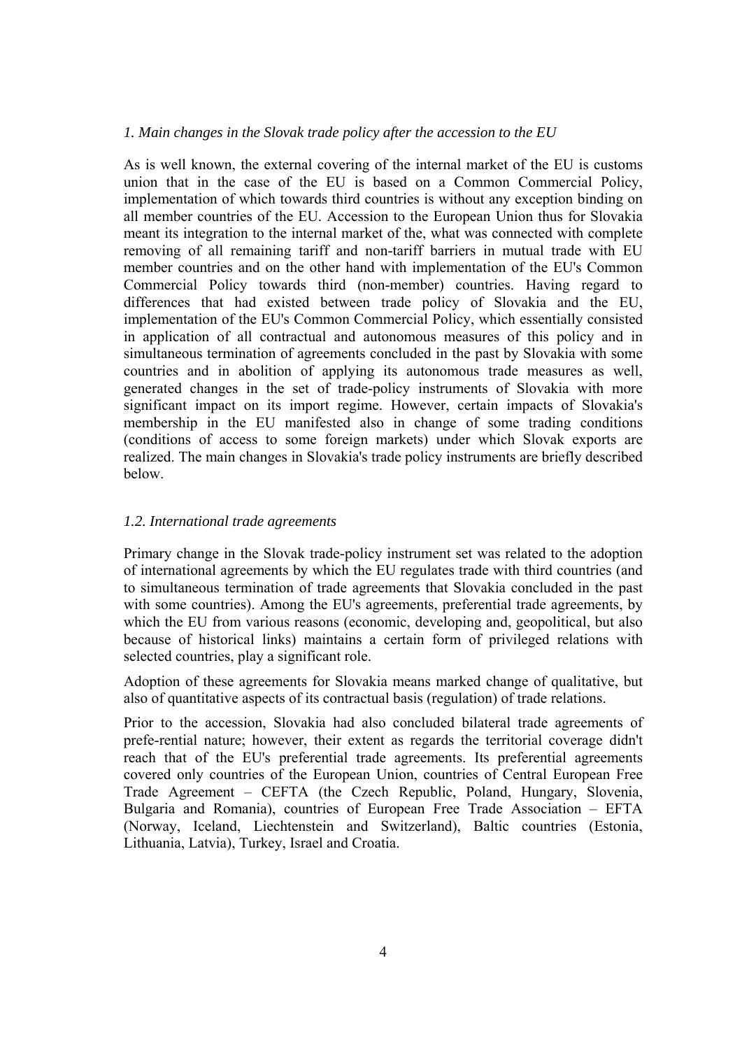*1. Main changes in the Slovak trade policy after the accession to the EU*

As is well known, the external covering of the internal market of the EU is customs union that in the case of the EU is based on a Common Commercial Policy, implementation of which towards third countries is without any exception binding on all member countries of the EU. Accession to the European Union thus for Slovakia meant its integration to the internal market of the, what was connected with complete removing of all remaining tariff and non-tariff barriers in mutual trade with EU member countries and on the other hand with implementation of the EU's Common Commercial Policy towards third (non-member) countries. Having regard to differences that had existed between trade policy of Slovakia and the EU, implementation of the EU's Common Commercial Policy, which essentially consisted in application of all contractual and autonomous measures of this policy and in simultaneous termination of agreements concluded in the past by Slovakia with some countries and in abolition of applying its autonomous trade measures as well, generated changes in the set of trade-policy instruments of Slovakia with more significant impact on its import regime. However, certain impacts of Slovakia's membership in the EU manifested also in change of some trading conditions (conditions of access to some foreign markets) under which Slovak exports are realized. The main changes in Slovakia's trade policy instruments are briefly described below.

*1.2. International trade agreements*

Primary change in the Slovak trade-policy instrument set was related to the adoption of international agreements by which the EU regulates trade with third countries (and to simultaneous termination of trade agreements that Slovakia concluded in the past with some countries). Among the EU's agreements, preferential trade agreements, by which the EU from various reasons (economic, developing and, geopolitical, but also because of historical links) maintains a certain form of privileged relations with selected countries, play a significant role.

Adoption of these agreements for Slovakia means marked change of qualitative, but also of quantitative aspects of its contractual basis (regulation) of trade relations.

Prior to the accession, Slovakia had also concluded bilateral trade agreements of prefe-rential nature; however, their extent as regards the territorial coverage didn't reach that of the EU's preferential trade agreements. Its preferential agreements covered only countries of the European Union, countries of Central European Free Trade Agreement – CEFTA (the Czech Republic, Poland, Hungary, Slovenia, Bulgaria and Romania), countries of European Free Trade Association – EFTA (Norway, Iceland, Liechtenstein and Switzerland), Baltic countries (Estonia, Lithuania, Latvia), Turkey, Israel and Croatia.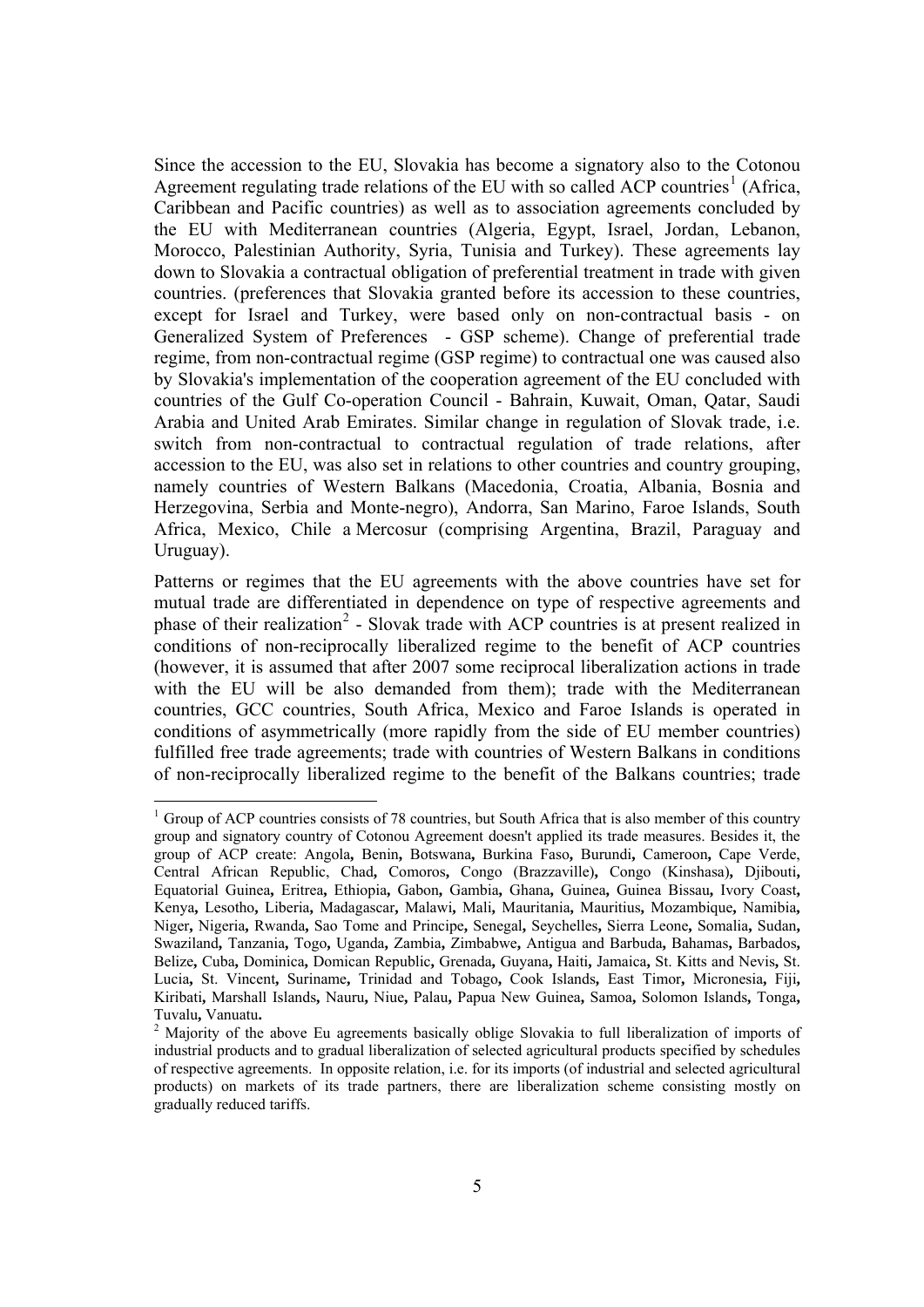Since the accession to the EU, Slovakia has become a signatory also to the Cotonou Agreement regulating trade relations of the EU with so called ACP countries[1] (Africa, Caribbean and Pacific countries) as well as to association agreements concluded by the EU with Mediterranean countries (Algeria, Egypt, Israel, Jordan, Lebanon, Morocco, Palestinian Authority, Syria, Tunisia and Turkey). These agreements lay down to Slovakia a contractual obligation of preferential treatment in trade with given countries. (preferences that Slovakia granted before its accession to these countries, except for Israel and Turkey, were based only on non-contractual basis - on Generalized System of Preferences - GSP scheme). Change of preferential trade regime, from non-contractual regime (GSP regime) to contractual one was caused also by Slovakia's implementation of the cooperation agreement of the EU concluded with countries of the Gulf Co-operation Council - Bahrain, Kuwait, Oman, Qatar, Saudi Arabia and United Arab Emirates. Similar change in regulation of Slovak trade, i.e. switch from non-contractual to contractual regulation of trade relations, after accession to the EU, was also set in relations to other countries and country grouping, namely countries of Western Balkans (Macedonia, Croatia, Albania, Bosnia and Herzegovina, Serbia and Monte-negro), Andorra, San Marino, Faroe Islands, South Africa, Mexico, Chile a Mercosur (comprising Argentina, Brazil, Paraguay and Uruguay).

Patterns or regimes that the EU agreements with the above countries have set for mutual trade are differentiated in dependence on type of respective agreements and phase of their realization[2] - Slovak trade with ACP countries is at present realized in conditions of non-reciprocally liberalized regime to the benefit of ACP countries (however, it is assumed that after 2007 some reciprocal liberalization actions in trade with the EU will be also demanded from them); trade with the Mediterranean countries, GCC countries, South Africa, Mexico and Faroe Islands is operated in conditions of asymmetrically (more rapidly from the side of EU member countries) fulfilled free trade agreements; trade with countries of Western Balkans in conditions of non-reciprocally liberalized regime to the benefit of the Balkans countries; trade

---

[1] Group of ACP countries consists of 78 countries, but South Africa that is also member of this country group and signatory country of Cotonou Agreement doesn't applied its trade measures. Besides it, the group of ACP create: Angola, Benin, Botswana, Burkina Faso, Burundi, Cameroon, Cape Verde, Central African Republic, Chad, Comoros, Congo (Brazzaville), Congo (Kinshasa), Djibouti, Equatorial Guinea, Eritrea, Ethiopia, Gabon, Gambia, Ghana, Guinea, Guinea Bissau, Ivory Coast, Kenya, Lesotho, Liberia, Madagascar, Malawi, Mali, Mauritania, Mauritius, Mozambique, Namibia, Niger, Nigeria, Rwanda, Sao Tome and Principe, Senegal, Seychelles, Sierra Leone, Somalia, Sudan, Swaziland, Tanzania, Togo, Uganda, Zambia, Zimbabwe, Antigua and Barbuda, Bahamas, Barbados, Belize, Cuba, Dominica, Domican Republic, Grenada, Guyana, Haiti, Jamaica, St. Kitts and Nevis, St. Lucia, St. Vincent, Suriname, Trinidad and Tobago, Cook Islands, East Timor, Micronesia, Fiji, Kiribati, Marshall Islands, Nauru, Niue, Palau, Papua New Guinea, Samoa, Solomon Islands, Tonga, Tuvalu, Vanuatu.

[2] Majority of the above Eu agreements basically oblige Slovakia to full liberalization of imports of industrial products and to gradual liberalization of selected agricultural products specified by schedules of respective agreements. In opposite relation, i.e. for its imports (of industrial and selected agricultural products) on markets of its trade partners, there are liberalization scheme consisting mostly on gradually reduced tariffs.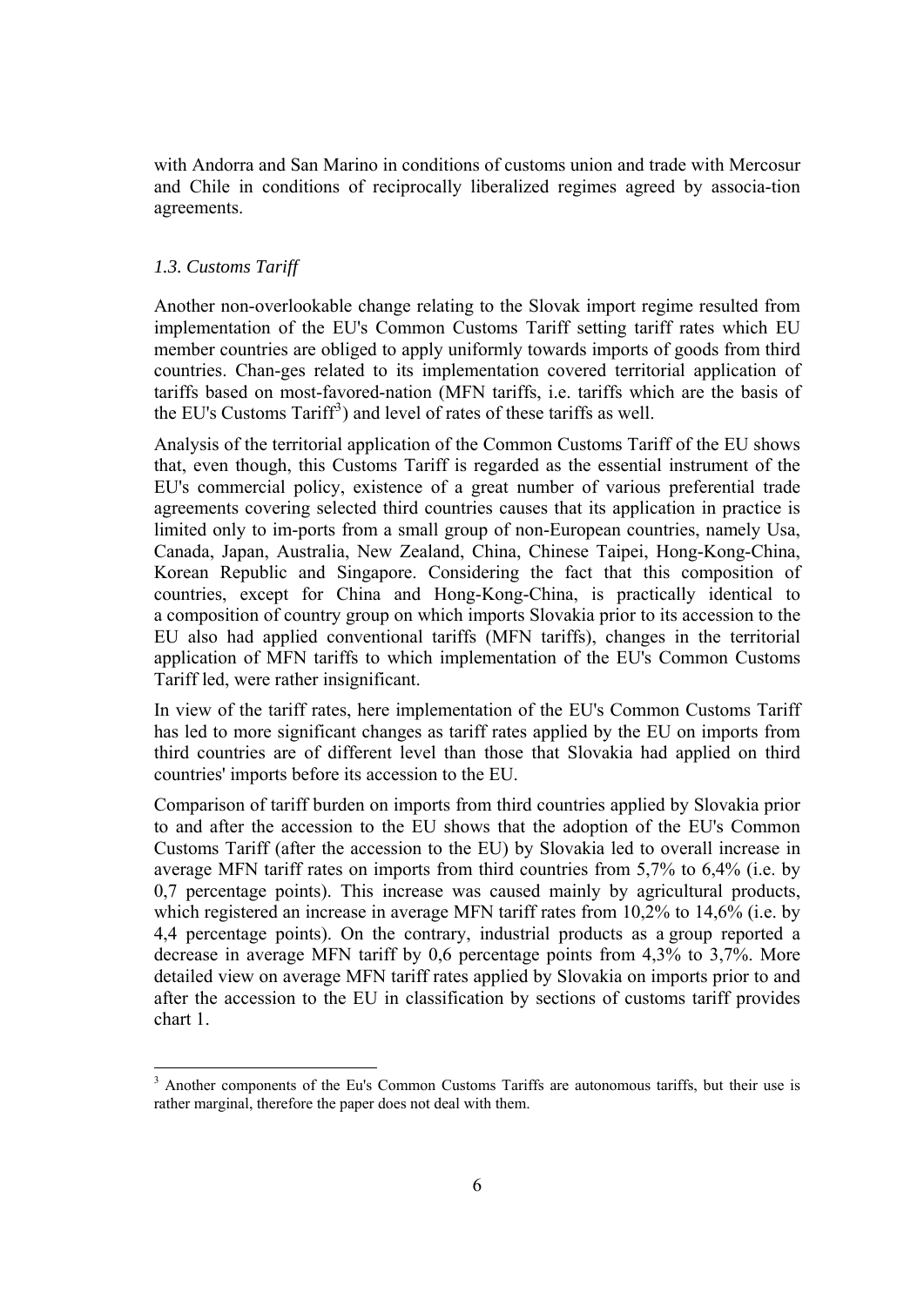with Andorra and San Marino in conditions of customs union and trade with Mercosur and Chile in conditions of reciprocally liberalized regimes agreed by associa-tion agreements.

### *1.3. Customs Tariff*

Another non-overlookable change relating to the Slovak import regime resulted from implementation of the EU's Common Customs Tariff setting tariff rates which EU member countries are obliged to apply uniformly towards imports of goods from third countries. Chan-ges related to its implementation covered territorial application of tariffs based on most-favored-nation (MFN tariffs, i.e. tariffs which are the basis of the EU's Customs Tariff[3]) and level of rates of these tariffs as well.

Analysis of the territorial application of the Common Customs Tariff of the EU shows that, even though, this Customs Tariff is regarded as the essential instrument of the EU's commercial policy, existence of a great number of various preferential trade agreements covering selected third countries causes that its application in practice is limited only to im-ports from a small group of non-European countries, namely Usa, Canada, Japan, Australia, New Zealand, China, Chinese Taipei, Hong-Kong-China, Korean Republic and Singapore. Considering the fact that this composition of countries, except for China and Hong-Kong-China, is practically identical to a composition of country group on which imports Slovakia prior to its accession to the EU also had applied conventional tariffs (MFN tariffs), changes in the territorial application of MFN tariffs to which implementation of the EU's Common Customs Tariff led, were rather insignificant.

In view of the tariff rates, here implementation of the EU's Common Customs Tariff has led to more significant changes as tariff rates applied by the EU on imports from third countries are of different level than those that Slovakia had applied on third countries' imports before its accession to the EU.

Comparison of tariff burden on imports from third countries applied by Slovakia prior to and after the accession to the EU shows that the adoption of the EU's Common Customs Tariff (after the accession to the EU) by Slovakia led to overall increase in average MFN tariff rates on imports from third countries from 5,7% to 6,4% (i.e. by 0,7 percentage points). This increase was caused mainly by agricultural products, which registered an increase in average MFN tariff rates from 10,2% to 14,6% (i.e. by 4,4 percentage points). On the contrary, industrial products as a group reported a decrease in average MFN tariff by 0,6 percentage points from 4,3% to 3,7%. More detailed view on average MFN tariff rates applied by Slovakia on imports prior to and after the accession to the EU in classification by sections of customs tariff provides chart 1.

[3] Another components of the Eu's Common Customs Tariffs are autonomous tariffs, but their use is rather marginal, therefore the paper does not deal with them.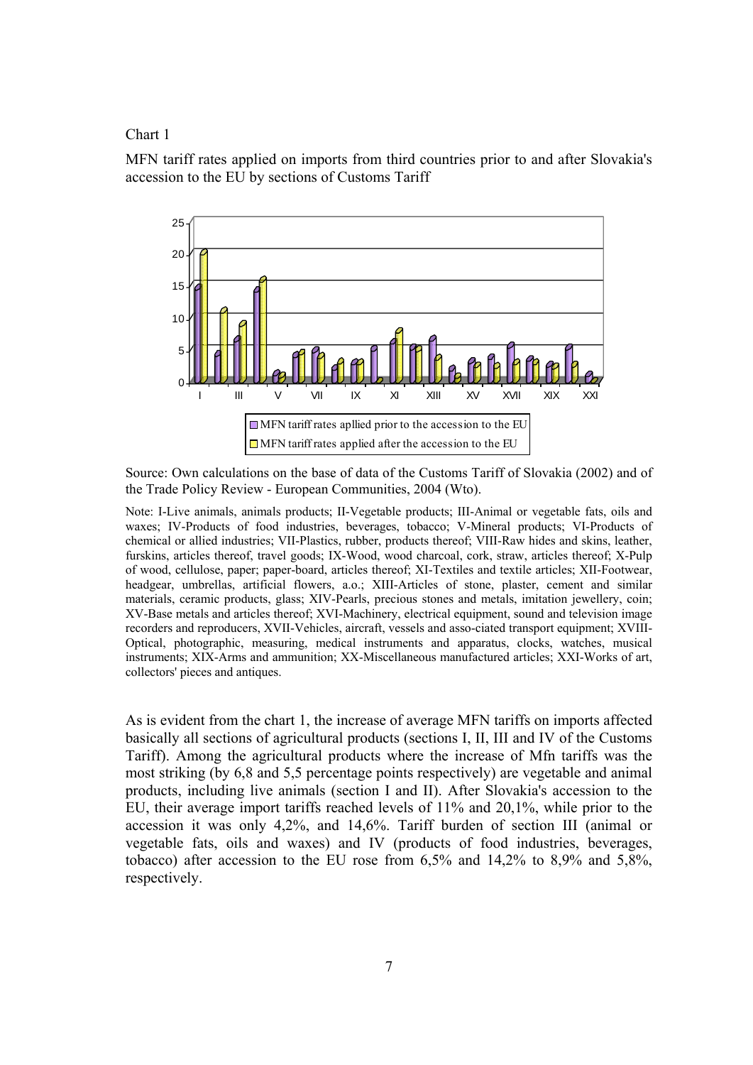Chart 1

MFN tariff rates applied on imports from third countries prior to and after Slovakia's accession to the EU by sections of Customs Tariff

Source: Own calculations on the base of data of the Customs Tariff of Slovakia (2002) and of the Trade Policy Review - European Communities, 2004 (Wto).

Note: I-Live animals, animals products; II-Vegetable products; III-Animal or vegetable fats, oils and waxes; IV-Products of food industries, beverages, tobacco; V-Mineral products; VI-Products of chemical or allied industries; VII-Plastics, rubber, products thereof; VIII-Raw hides and skins, leather, furskins, articles thereof, travel goods; IX-Wood, wood charcoal, cork, straw, articles thereof; X-Pulp of wood, cellulose, paper; paper-board, articles thereof; XI-Textiles and textile articles; XII-Footwear, headgear, umbrellas, artificial flowers, a.o.; XIII-Articles of stone, plaster, cement and similar materials, ceramic products, glass; XIV-Pearls, precious stones and metals, imitation jewellery, coin; XV-Base metals and articles thereof; XVI-Machinery, electrical equipment, sound and television image recorders and reproducers, XVII-Vehicles, aircraft, vessels and asso-ciated transport equipment; XVIII-Optical, photographic, measuring, medical instruments and apparatus, clocks, watches, musical instruments; XIX-Arms and ammunition; XX-Miscellaneous manufactured articles; XXI-Works of art, collectors' pieces and antiques.

As is evident from the chart 1, the increase of average MFN tariffs on imports affected basically all sections of agricultural products (sections I, II, III and IV of the Customs Tariff). Among the agricultural products where the increase of Mfn tariffs was the most striking (by 6,8 and 5,5 percentage points respectively) are vegetable and animal products, including live animals (section I and II). After Slovakia's accession to the EU, their average import tariffs reached levels of 11% and 20,1%, while prior to the accession it was only 4,2%, and 14,6%. Tariff burden of section III (animal or vegetable fats, oils and waxes) and IV (products of food industries, beverages, tobacco) after accession to the EU rose from 6,5% and 14,2% to 8,9% and 5,8%, respectively.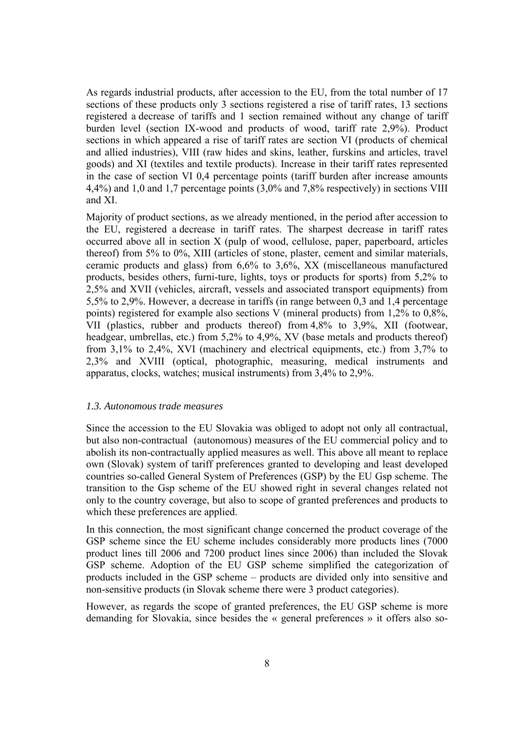As regards industrial products, after accession to the EU, from the total number of 17 sections of these products only 3 sections registered a rise of tariff rates, 13 sections registered a decrease of tariffs and 1 section remained without any change of tariff burden level (section IX-wood and products of wood, tariff rate 2,9%). Product sections in which appeared a rise of tariff rates are section VI (products of chemical and allied industries), VIII (raw hides and skins, leather, furskins and articles, travel goods) and XI (textiles and textile products). Increase in their tariff rates represented in the case of section VI 0,4 percentage points (tariff burden after increase amounts 4,4%) and 1,0 and 1,7 percentage points (3,0% and 7,8% respectively) in sections VIII and XI.

Majority of product sections, as we already mentioned, in the period after accession to the EU, registered a decrease in tariff rates. The sharpest decrease in tariff rates occurred above all in section X (pulp of wood, cellulose, paper, paperboard, articles thereof) from 5% to 0%, XIII (articles of stone, plaster, cement and similar materials, ceramic products and glass) from 6,6% to 3,6%, XX (miscellaneous manufactured products, besides others, furni-ture, lights, toys or products for sports) from 5,2% to 2,5% and XVII (vehicles, aircraft, vessels and associated transport equipments) from 5,5% to 2,9%. However, a decrease in tariffs (in range between 0,3 and 1,4 percentage points) registered for example also sections V (mineral products) from 1,2% to 0,8%, VII (plastics, rubber and products thereof) from 4,8% to 3,9%, XII (footwear, headgear, umbrellas, etc.) from 5,2% to 4,9%, XV (base metals and products thereof) from 3,1% to 2,4%, XVI (machinery and electrical equipments, etc.) from 3,7% to 2,3% and XVIII (optical, photographic, measuring, medical instruments and apparatus, clocks, watches; musical instruments) from 3,4% to 2,9%.

### *1.3. Autonomous trade measures*

Since the accession to the EU Slovakia was obliged to adopt not only all contractual, but also non-contractual (autonomous) measures of the EU commercial policy and to abolish its non-contractually applied measures as well. This above all meant to replace own (Slovak) system of tariff preferences granted to developing and least developed countries so-called General System of Preferences (GSP) by the EU Gsp scheme. The transition to the Gsp scheme of the EU showed right in several changes related not only to the country coverage, but also to scope of granted preferences and products to which these preferences are applied.

In this connection, the most significant change concerned the product coverage of the GSP scheme since the EU scheme includes considerably more products lines (7000 product lines till 2006 and 7200 product lines since 2006) than included the Slovak GSP scheme. Adoption of the EU GSP scheme simplified the categorization of products included in the GSP scheme – products are divided only into sensitive and non-sensitive products (in Slovak scheme there were 3 product categories).

However, as regards the scope of granted preferences, the EU GSP scheme is more demanding for Slovakia, since besides the « general preferences » it offers also so-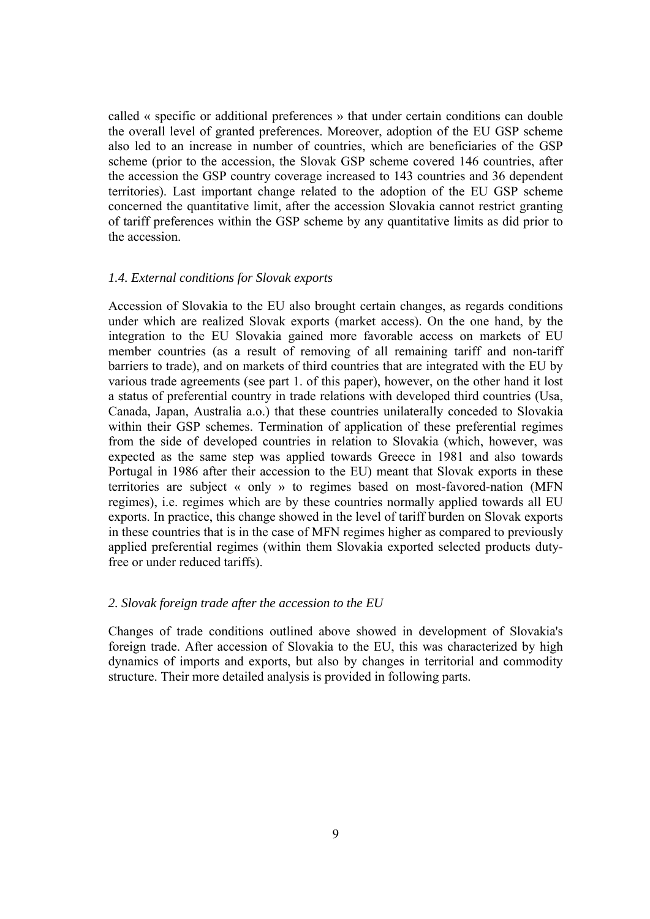called « specific or additional preferences » that under certain conditions can double the overall level of granted preferences. Moreover, adoption of the EU GSP scheme also led to an increase in number of countries, which are beneficiaries of the GSP scheme (prior to the accession, the Slovak GSP scheme covered 146 countries, after the accession the GSP country coverage increased to 143 countries and 36 dependent territories). Last important change related to the adoption of the EU GSP scheme concerned the quantitative limit, after the accession Slovakia cannot restrict granting of tariff preferences within the GSP scheme by any quantitative limits as did prior to the accession.

### *1.4. External conditions for Slovak exports*

Accession of Slovakia to the EU also brought certain changes, as regards conditions under which are realized Slovak exports (market access). On the one hand, by the integration to the EU Slovakia gained more favorable access on markets of EU member countries (as a result of removing of all remaining tariff and non-tariff barriers to trade), and on markets of third countries that are integrated with the EU by various trade agreements (see part 1. of this paper), however, on the other hand it lost a status of preferential country in trade relations with developed third countries (Usa, Canada, Japan, Australia a.o.) that these countries unilaterally conceded to Slovakia within their GSP schemes. Termination of application of these preferential regimes from the side of developed countries in relation to Slovakia (which, however, was expected as the same step was applied towards Greece in 1981 and also towards Portugal in 1986 after their accession to the EU) meant that Slovak exports in these territories are subject « only » to regimes based on most-favored-nation (MFN regimes), i.e. regimes which are by these countries normally applied towards all EU exports. In practice, this change showed in the level of tariff burden on Slovak exports in these countries that is in the case of MFN regimes higher as compared to previously applied preferential regimes (within them Slovakia exported selected products duty-free or under reduced tariffs).

## *2. Slovak foreign trade after the accession to the EU*

Changes of trade conditions outlined above showed in development of Slovakia's foreign trade. After accession of Slovakia to the EU, this was characterized by high dynamics of imports and exports, but also by changes in territorial and commodity structure. Their more detailed analysis is provided in following parts.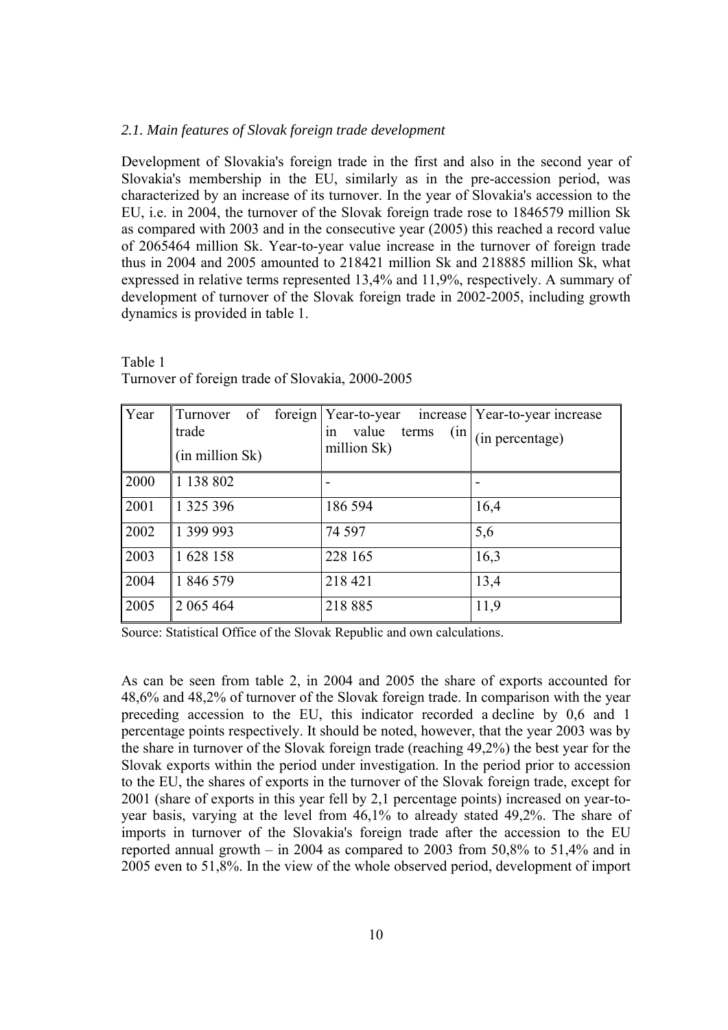*2.1. Main features of Slovak foreign trade development*

Development of Slovakia's foreign trade in the first and also in the second year of Slovakia's membership in the EU, similarly as in the pre-accession period, was characterized by an increase of its turnover. In the year of Slovakia's accession to the EU, i.e. in 2004, the turnover of the Slovak foreign trade rose to 1846579 million Sk as compared with 2003 and in the consecutive year (2005) this reached a record value of 2065464 million Sk. Year-to-year value increase in the turnover of foreign trade thus in 2004 and 2005 amounted to 218421 million Sk and 218885 million Sk, what expressed in relative terms represented 13,4% and 11,9%, respectively. A summary of development of turnover of the Slovak foreign trade in 2002-2005, including growth dynamics is provided in table 1.

Table 1
Turnover of foreign trade of Slovakia, 2000-2005

| Year | Turnover of foreign trade (in million Sk) | Year-to-year increase in value terms (in million Sk) | Year-to-year increase (in percentage) |
|---|---|---|---|
| 2000 | 1 138 802 | - | - |
| 2001 | 1 325 396 | 186 594 | 16,4 |
| 2002 | 1 399 993 | 74 597 | 5,6 |
| 2003 | 1 628 158 | 228 165 | 16,3 |
| 2004 | 1 846 579 | 218 421 | 13,4 |
| 2005 | 2 065 464 | 218 885 | 11,9 |

Source: Statistical Office of the Slovak Republic and own calculations.

As can be seen from table 2, in 2004 and 2005 the share of exports accounted for 48,6% and 48,2% of turnover of the Slovak foreign trade. In comparison with the year preceding accession to the EU, this indicator recorded a decline by 0,6 and 1 percentage points respectively. It should be noted, however, that the year 2003 was by the share in turnover of the Slovak foreign trade (reaching 49,2%) the best year for the Slovak exports within the period under investigation. In the period prior to accession to the EU, the shares of exports in the turnover of the Slovak foreign trade, except for 2001 (share of exports in this year fell by 2,1 percentage points) increased on year-to-year basis, varying at the level from 46,1% to already stated 49,2%. The share of imports in turnover of the Slovakia's foreign trade after the accession to the EU reported annual growth – in 2004 as compared to 2003 from 50,8% to 51,4% and in 2005 even to 51,8%. In the view of the whole observed period, development of import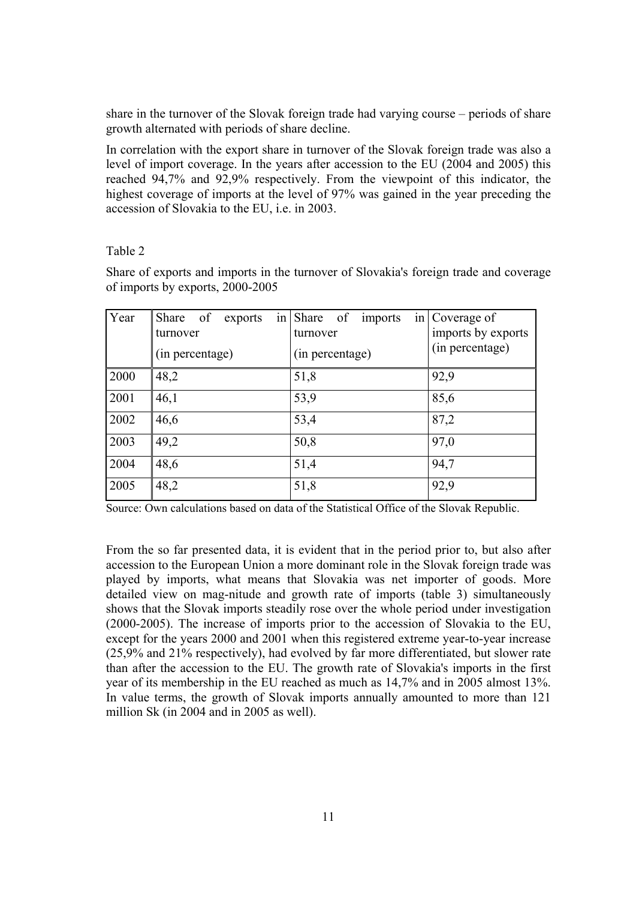share in the turnover of the Slovak foreign trade had varying course – periods of share growth alternated with periods of share decline.

In correlation with the export share in turnover of the Slovak foreign trade was also a level of import coverage. In the years after accession to the EU (2004 and 2005) this reached 94,7% and 92,9% respectively. From the viewpoint of this indicator, the highest coverage of imports at the level of 97% was gained in the year preceding the accession of Slovakia to the EU, i.e. in 2003.

Table 2

Share of exports and imports in the turnover of Slovakia's foreign trade and coverage of imports by exports, 2000-2005

| Year | Share of exports in turnover (in percentage) | Share of imports in turnover (in percentage) | Coverage of imports by exports (in percentage) |
|---|---|---|---|
| 2000 | 48,2 | 51,8 | 92,9 |
| 2001 | 46,1 | 53,9 | 85,6 |
| 2002 | 46,6 | 53,4 | 87,2 |
| 2003 | 49,2 | 50,8 | 97,0 |
| 2004 | 48,6 | 51,4 | 94,7 |
| 2005 | 48,2 | 51,8 | 92,9 |

Source: Own calculations based on data of the Statistical Office of the Slovak Republic.

From the so far presented data, it is evident that in the period prior to, but also after accession to the European Union a more dominant role in the Slovak foreign trade was played by imports, what means that Slovakia was net importer of goods. More detailed view on mag-nitude and growth rate of imports (table 3) simultaneously shows that the Slovak imports steadily rose over the whole period under investigation (2000-2005). The increase of imports prior to the accession of Slovakia to the EU, except for the years 2000 and 2001 when this registered extreme year-to-year increase (25,9% and 21% respectively), had evolved by far more differentiated, but slower rate than after the accession to the EU. The growth rate of Slovakia's imports in the first year of its membership in the EU reached as much as 14,7% and in 2005 almost 13%. In value terms, the growth of Slovak imports annually amounted to more than 121 million Sk (in 2004 and in 2005 as well).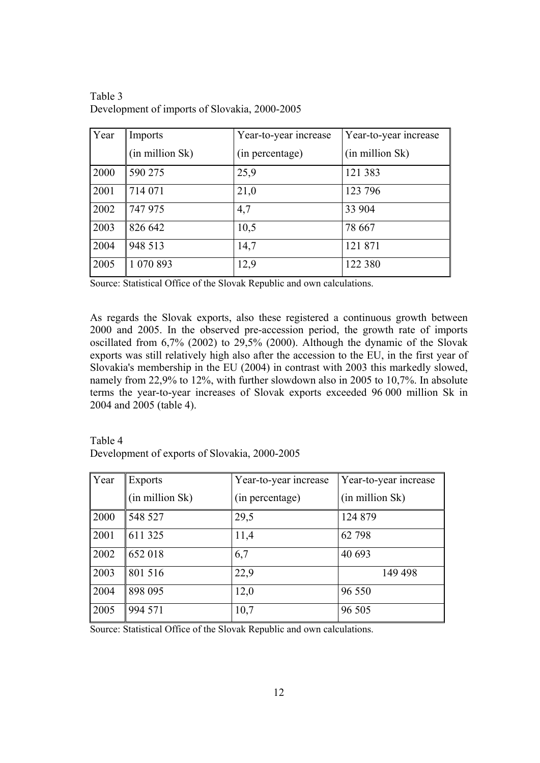Table 3
Development of imports of Slovakia, 2000-2005

| Year | Imports (in million Sk) | Year-to-year increase (in percentage) | Year-to-year increase (in million Sk) |
|---|---|---|---|
| 2000 | 590 275 | 25,9 | 121 383 |
| 2001 | 714 071 | 21,0 | 123 796 |
| 2002 | 747 975 | 4,7 | 33 904 |
| 2003 | 826 642 | 10,5 | 78 667 |
| 2004 | 948 513 | 14,7 | 121 871 |
| 2005 | 1 070 893 | 12,9 | 122 380 |

Source: Statistical Office of the Slovak Republic and own calculations.

As regards the Slovak exports, also these registered a continuous growth between 2000 and 2005. In the observed pre-accession period, the growth rate of imports oscillated from 6,7% (2002) to 29,5% (2000). Although the dynamic of the Slovak exports was still relatively high also after the accession to the EU, in the first year of Slovakia's membership in the EU (2004) in contrast with 2003 this markedly slowed, namely from 22,9% to 12%, with further slowdown also in 2005 to 10,7%. In absolute terms the year-to-year increases of Slovak exports exceeded 96 000 million Sk in 2004 and 2005 (table 4).

Table 4
Development of exports of Slovakia, 2000-2005

| Year | Exports (in million Sk) | Year-to-year increase (in percentage) | Year-to-year increase (in million Sk) |
|---|---|---|---|
| 2000 | 548 527 | 29,5 | 124 879 |
| 2001 | 611 325 | 11,4 | 62 798 |
| 2002 | 652 018 | 6,7 | 40 693 |
| 2003 | 801 516 | 22,9 | 149 498 |
| 2004 | 898 095 | 12,0 | 96 550 |
| 2005 | 994 571 | 10,7 | 96 505 |

Source: Statistical Office of the Slovak Republic and own calculations.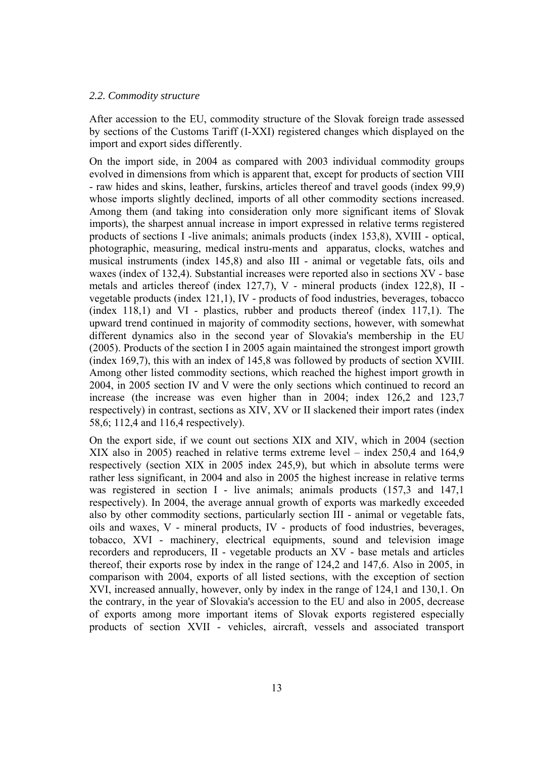*2.2. Commodity structure*

After accession to the EU, commodity structure of the Slovak foreign trade assessed by sections of the Customs Tariff (I-XXI) registered changes which displayed on the import and export sides differently.

On the import side, in 2004 as compared with 2003 individual commodity groups evolved in dimensions from which is apparent that, except for products of section VIII - raw hides and skins, leather, furskins, articles thereof and travel goods (index 99,9) whose imports slightly declined, imports of all other commodity sections increased. Among them (and taking into consideration only more significant items of Slovak imports), the sharpest annual increase in import expressed in relative terms registered products of sections I -live animals; animals products (index 153,8), XVIII - optical, photographic, measuring, medical instru-ments and apparatus, clocks, watches and musical instruments (index 145,8) and also III - animal or vegetable fats, oils and waxes (index of 132,4). Substantial increases were reported also in sections XV - base metals and articles thereof (index 127,7), V - mineral products (index 122,8), II - vegetable products (index 121,1), IV - products of food industries, beverages, tobacco (index 118,1) and VI - plastics, rubber and products thereof (index 117,1). The upward trend continued in majority of commodity sections, however, with somewhat different dynamics also in the second year of Slovakia's membership in the EU (2005). Products of the section I in 2005 again maintained the strongest import growth (index 169,7), this with an index of 145,8 was followed by products of section XVIII. Among other listed commodity sections, which reached the highest import growth in 2004, in 2005 section IV and V were the only sections which continued to record an increase (the increase was even higher than in 2004; index 126,2 and 123,7 respectively) in contrast, sections as XIV, XV or II slackened their import rates (index 58,6; 112,4 and 116,4 respectively).

On the export side, if we count out sections XIX and XIV, which in 2004 (section XIX also in 2005) reached in relative terms extreme level – index 250,4 and 164,9 respectively (section XIX in 2005 index 245,9), but which in absolute terms were rather less significant, in 2004 and also in 2005 the highest increase in relative terms was registered in section I - live animals; animals products (157,3 and 147,1 respectively). In 2004, the average annual growth of exports was markedly exceeded also by other commodity sections, particularly section III - animal or vegetable fats, oils and waxes, V - mineral products, IV - products of food industries, beverages, tobacco, XVI - machinery, electrical equipments, sound and television image recorders and reproducers, II - vegetable products an XV - base metals and articles thereof, their exports rose by index in the range of 124,2 and 147,6. Also in 2005, in comparison with 2004, exports of all listed sections, with the exception of section XVI, increased annually, however, only by index in the range of 124,1 and 130,1. On the contrary, in the year of Slovakia's accession to the EU and also in 2005, decrease of exports among more important items of Slovak exports registered especially products of section XVII - vehicles, aircraft, vessels and associated transport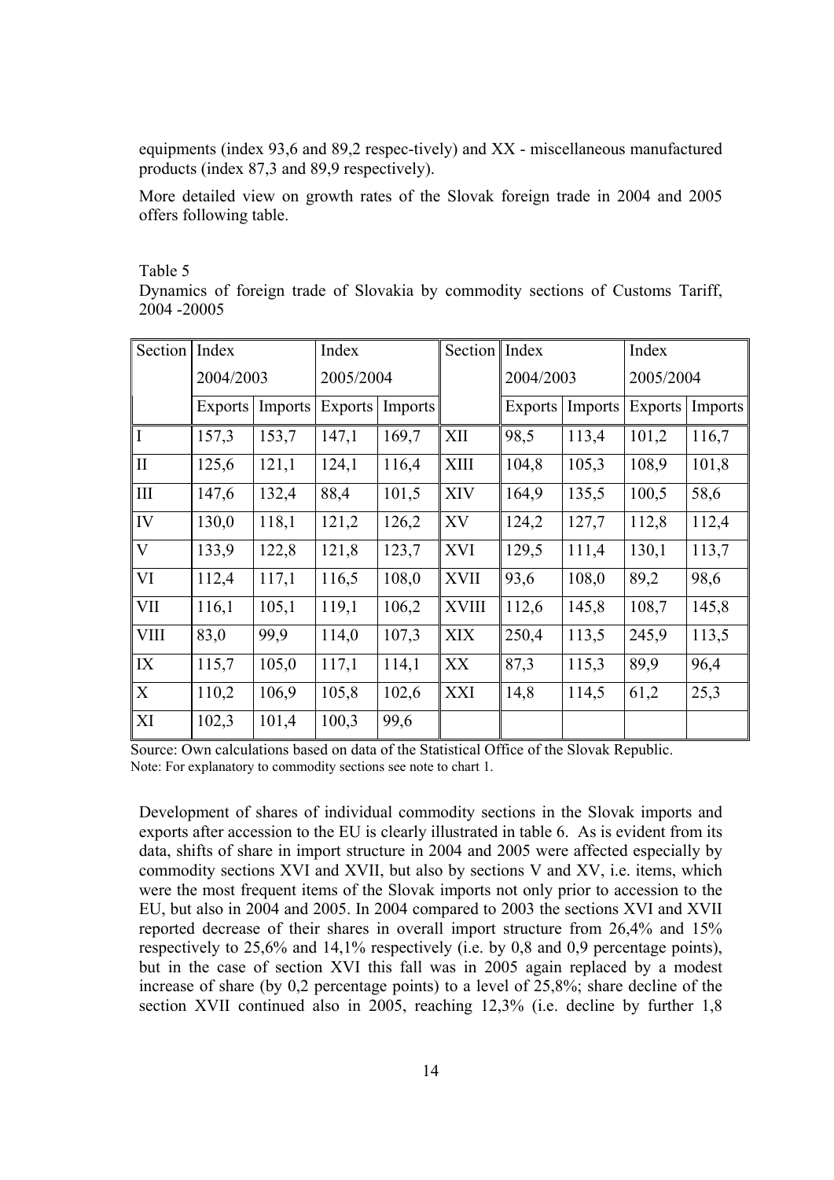equipments (index 93,6 and 89,2 respec-tively) and XX - miscellaneous manufactured products (index 87,3 and 89,9 respectively).

More detailed view on growth rates of the Slovak foreign trade in 2004 and 2005 offers following table.

Table 5
Dynamics of foreign trade of Slovakia by commodity sections of Customs Tariff, 2004 -20005

| Section | Index 2004/2003 | | Index 2005/2004 | | Section | Index 2004/2003 | | Index 2005/2004 | |
|---|---|---|---|---|---|---|---|---|---|
| | Exports | Imports | Exports | Imports | | Exports | Imports | Exports | Imports |
| I | 157,3 | 153,7 | 147,1 | 169,7 | XII | 98,5 | 113,4 | 101,2 | 116,7 |
| II | 125,6 | 121,1 | 124,1 | 116,4 | XIII | 104,8 | 105,3 | 108,9 | 101,8 |
| III | 147,6 | 132,4 | 88,4 | 101,5 | XIV | 164,9 | 135,5 | 100,5 | 58,6 |
| IV | 130,0 | 118,1 | 121,2 | 126,2 | XV | 124,2 | 127,7 | 112,8 | 112,4 |
| V | 133,9 | 122,8 | 121,8 | 123,7 | XVI | 129,5 | 111,4 | 130,1 | 113,7 |
| VI | 112,4 | 117,1 | 116,5 | 108,0 | XVII | 93,6 | 108,0 | 89,2 | 98,6 |
| VII | 116,1 | 105,1 | 119,1 | 106,2 | XVIII | 112,6 | 145,8 | 108,7 | 145,8 |
| VIII | 83,0 | 99,9 | 114,0 | 107,3 | XIX | 250,4 | 113,5 | 245,9 | 113,5 |
| IX | 115,7 | 105,0 | 117,1 | 114,1 | XX | 87,3 | 115,3 | 89,9 | 96,4 |
| X | 110,2 | 106,9 | 105,8 | 102,6 | XXI | 14,8 | 114,5 | 61,2 | 25,3 |
| XI | 102,3 | 101,4 | 100,3 | 99,6 | | | | | |

Source: Own calculations based on data of the Statistical Office of the Slovak Republic.
Note: For explanatory to commodity sections see note to chart 1.

Development of shares of individual commodity sections in the Slovak imports and exports after accession to the EU is clearly illustrated in table 6. As is evident from its data, shifts of share in import structure in 2004 and 2005 were affected especially by commodity sections XVI and XVII, but also by sections V and XV, i.e. items, which were the most frequent items of the Slovak imports not only prior to accession to the EU, but also in 2004 and 2005. In 2004 compared to 2003 the sections XVI and XVII reported decrease of their shares in overall import structure from 26,4% and 15% respectively to 25,6% and 14,1% respectively (i.e. by 0,8 and 0,9 percentage points), but in the case of section XVI this fall was in 2005 again replaced by a modest increase of share (by 0,2 percentage points) to a level of 25,8%; share decline of the section XVII continued also in 2005, reaching 12,3% (i.e. decline by further 1,8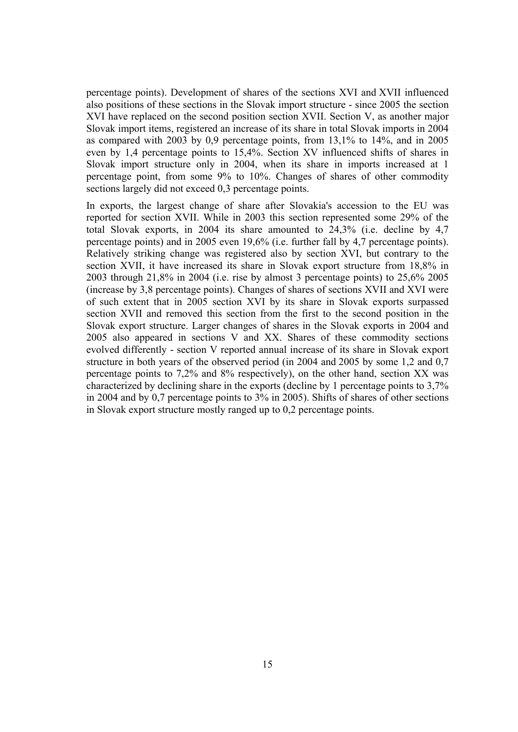percentage points). Development of shares of the sections XVI and XVII influenced also positions of these sections in the Slovak import structure - since 2005 the section XVI have replaced on the second position section XVII. Section V, as another major Slovak import items, registered an increase of its share in total Slovak imports in 2004 as compared with 2003 by 0,9 percentage points, from 13,1% to 14%, and in 2005 even by 1,4 percentage points to 15,4%. Section XV influenced shifts of shares in Slovak import structure only in 2004, when its share in imports increased at 1 percentage point, from some 9% to 10%. Changes of shares of other commodity sections largely did not exceed 0,3 percentage points.

In exports, the largest change of share after Slovakia's accession to the EU was reported for section XVII. While in 2003 this section represented some 29% of the total Slovak exports, in 2004 its share amounted to 24,3% (i.e. decline by 4,7 percentage points) and in 2005 even 19,6% (i.e. further fall by 4,7 percentage points). Relatively striking change was registered also by section XVI, but contrary to the section XVII, it have increased its share in Slovak export structure from 18,8% in 2003 through 21,8% in 2004 (i.e. rise by almost 3 percentage points) to 25,6% 2005 (increase by 3,8 percentage points). Changes of shares of sections XVII and XVI were of such extent that in 2005 section XVI by its share in Slovak exports surpassed section XVII and removed this section from the first to the second position in the Slovak export structure. Larger changes of shares in the Slovak exports in 2004 and 2005 also appeared in sections V and XX. Shares of these commodity sections evolved differently - section V reported annual increase of its share in Slovak export structure in both years of the observed period (in 2004 and 2005 by some 1,2 and 0,7 percentage points to 7,2% and 8% respectively), on the other hand, section XX was characterized by declining share in the exports (decline by 1 percentage points to 3,7% in 2004 and by 0,7 percentage points to 3% in 2005). Shifts of shares of other sections in Slovak export structure mostly ranged up to 0,2 percentage points.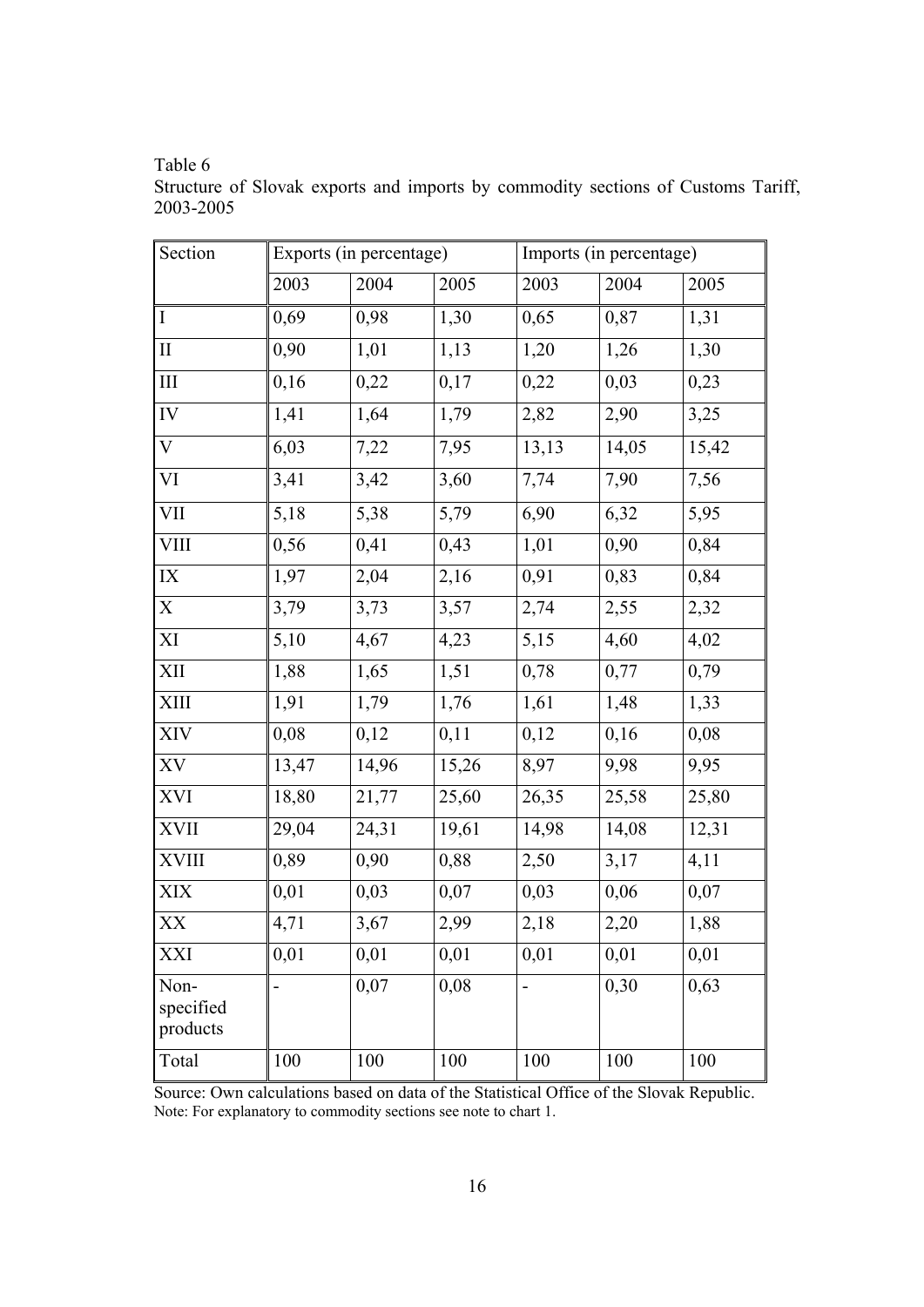Table 6
Structure of Slovak exports and imports by commodity sections of Customs Tariff, 2003-2005

| Section | Exports (in percentage) | | | Imports (in percentage) | | |
|---|---|---|---|---|---|---|
| | 2003 | 2004 | 2005 | 2003 | 2004 | 2005 |
| I | 0,69 | 0,98 | 1,30 | 0,65 | 0,87 | 1,31 |
| II | 0,90 | 1,01 | 1,13 | 1,20 | 1,26 | 1,30 |
| III | 0,16 | 0,22 | 0,17 | 0,22 | 0,03 | 0,23 |
| IV | 1,41 | 1,64 | 1,79 | 2,82 | 2,90 | 3,25 |
| V | 6,03 | 7,22 | 7,95 | 13,13 | 14,05 | 15,42 |
| VI | 3,41 | 3,42 | 3,60 | 7,74 | 7,90 | 7,56 |
| VII | 5,18 | 5,38 | 5,79 | 6,90 | 6,32 | 5,95 |
| VIII | 0,56 | 0,41 | 0,43 | 1,01 | 0,90 | 0,84 |
| IX | 1,97 | 2,04 | 2,16 | 0,91 | 0,83 | 0,84 |
| X | 3,79 | 3,73 | 3,57 | 2,74 | 2,55 | 2,32 |
| XI | 5,10 | 4,67 | 4,23 | 5,15 | 4,60 | 4,02 |
| XII | 1,88 | 1,65 | 1,51 | 0,78 | 0,77 | 0,79 |
| XIII | 1,91 | 1,79 | 1,76 | 1,61 | 1,48 | 1,33 |
| XIV | 0,08 | 0,12 | 0,11 | 0,12 | 0,16 | 0,08 |
| XV | 13,47 | 14,96 | 15,26 | 8,97 | 9,98 | 9,95 |
| XVI | 18,80 | 21,77 | 25,60 | 26,35 | 25,58 | 25,80 |
| XVII | 29,04 | 24,31 | 19,61 | 14,98 | 14,08 | 12,31 |
| XVIII | 0,89 | 0,90 | 0,88 | 2,50 | 3,17 | 4,11 |
| XIX | 0,01 | 0,03 | 0,07 | 0,03 | 0,06 | 0,07 |
| XX | 4,71 | 3,67 | 2,99 | 2,18 | 2,20 | 1,88 |
| XXI | 0,01 | 0,01 | 0,01 | 0,01 | 0,01 | 0,01 |
| Non-specified products | - | 0,07 | 0,08 | - | 0,30 | 0,63 |
| Total | 100 | 100 | 100 | 100 | 100 | 100 |

Source: Own calculations based on data of the Statistical Office of the Slovak Republic.
Note: For explanatory to commodity sections see note to chart 1.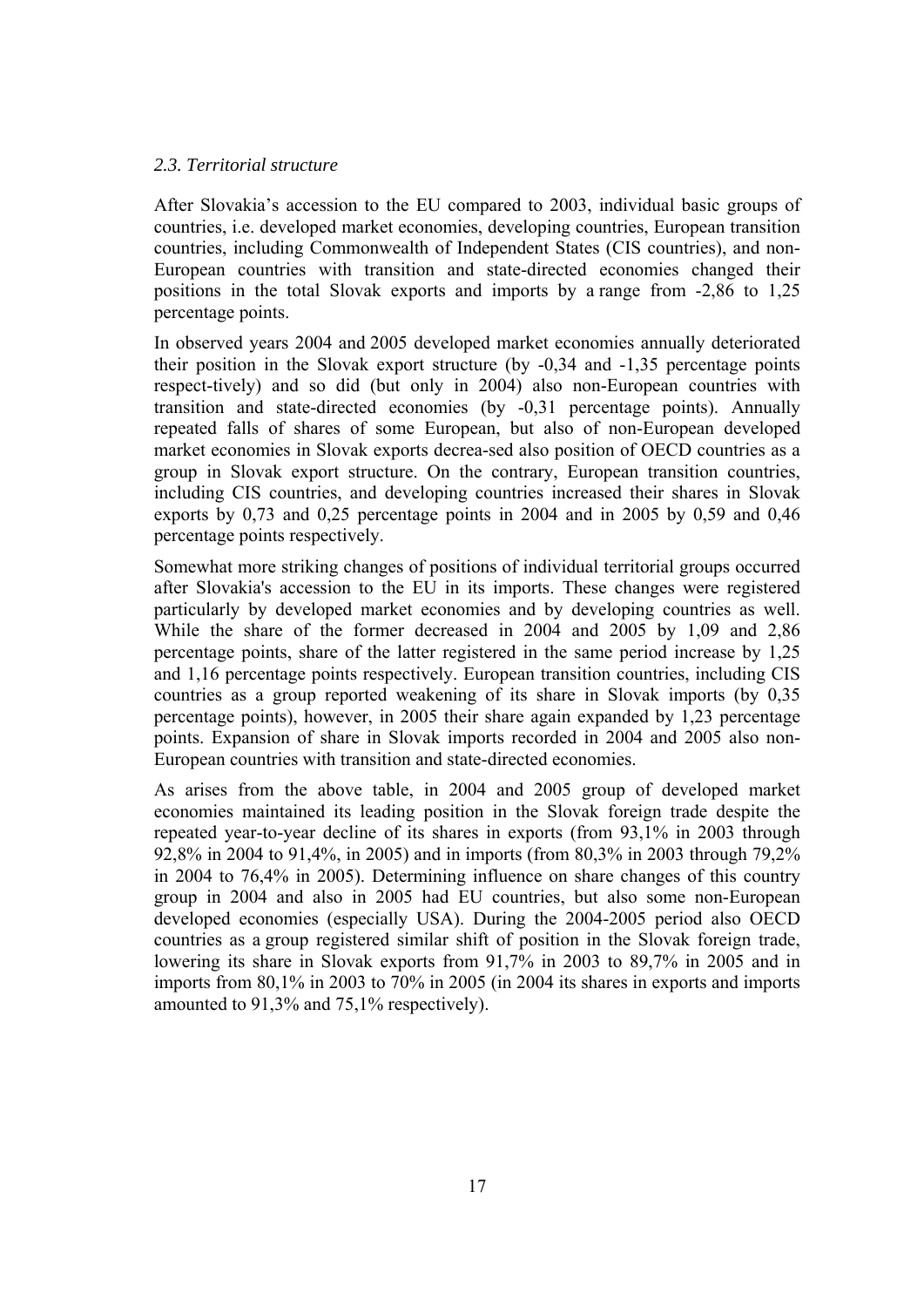*2.3. Territorial structure*

After Slovakia's accession to the EU compared to 2003, individual basic groups of countries, i.e. developed market economies, developing countries, European transition countries, including Commonwealth of Independent States (CIS countries), and non-European countries with transition and state-directed economies changed their positions in the total Slovak exports and imports by a range from -2,86 to 1,25 percentage points.

In observed years 2004 and 2005 developed market economies annually deteriorated their position in the Slovak export structure (by -0,34 and -1,35 percentage points respect-tively) and so did (but only in 2004) also non-European countries with transition and state-directed economies (by -0,31 percentage points). Annually repeated falls of shares of some European, but also of non-European developed market economies in Slovak exports decrea-sed also position of OECD countries as a group in Slovak export structure. On the contrary, European transition countries, including CIS countries, and developing countries increased their shares in Slovak exports by 0,73 and 0,25 percentage points in 2004 and in 2005 by 0,59 and 0,46 percentage points respectively.

Somewhat more striking changes of positions of individual territorial groups occurred after Slovakia's accession to the EU in its imports. These changes were registered particularly by developed market economies and by developing countries as well. While the share of the former decreased in 2004 and 2005 by 1,09 and 2,86 percentage points, share of the latter registered in the same period increase by 1,25 and 1,16 percentage points respectively. European transition countries, including CIS countries as a group reported weakening of its share in Slovak imports (by 0,35 percentage points), however, in 2005 their share again expanded by 1,23 percentage points. Expansion of share in Slovak imports recorded in 2004 and 2005 also non-European countries with transition and state-directed economies.

As arises from the above table, in 2004 and 2005 group of developed market economies maintained its leading position in the Slovak foreign trade despite the repeated year-to-year decline of its shares in exports (from 93,1% in 2003 through 92,8% in 2004 to 91,4%, in 2005) and in imports (from 80,3% in 2003 through 79,2% in 2004 to 76,4% in 2005). Determining influence on share changes of this country group in 2004 and also in 2005 had EU countries, but also some non-European developed economies (especially USA). During the 2004-2005 period also OECD countries as a group registered similar shift of position in the Slovak foreign trade, lowering its share in Slovak exports from 91,7% in 2003 to 89,7% in 2005 and in imports from 80,1% in 2003 to 70% in 2005 (in 2004 its shares in exports and imports amounted to 91,3% and 75,1% respectively).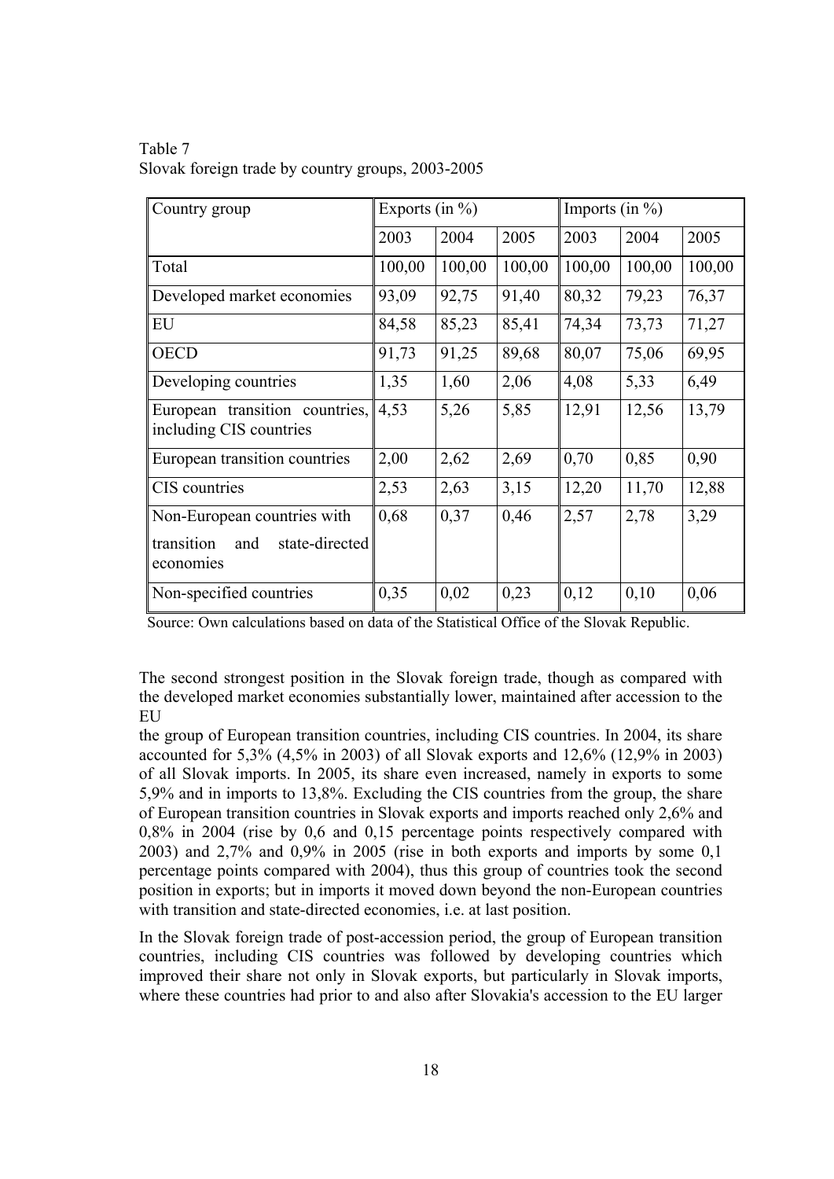Table 7
Slovak foreign trade by country groups, 2003-2005

| Country group | Exports (in %) | | | Imports (in %) | | |
|---|---|---|---|---|---|---|
| | 2003 | 2004 | 2005 | 2003 | 2004 | 2005 |
| Total | 100,00 | 100,00 | 100,00 | 100,00 | 100,00 | 100,00 |
| Developed market economies | 93,09 | 92,75 | 91,40 | 80,32 | 79,23 | 76,37 |
| EU | 84,58 | 85,23 | 85,41 | 74,34 | 73,73 | 71,27 |
| OECD | 91,73 | 91,25 | 89,68 | 80,07 | 75,06 | 69,95 |
| Developing countries | 1,35 | 1,60 | 2,06 | 4,08 | 5,33 | 6,49 |
| European transition countries, including CIS countries | 4,53 | 5,26 | 5,85 | 12,91 | 12,56 | 13,79 |
| European transition countries | 2,00 | 2,62 | 2,69 | 0,70 | 0,85 | 0,90 |
| CIS countries | 2,53 | 2,63 | 3,15 | 12,20 | 11,70 | 12,88 |
| Non-European countries with transition and state-directed economies | 0,68 | 0,37 | 0,46 | 2,57 | 2,78 | 3,29 |
| Non-specified countries | 0,35 | 0,02 | 0,23 | 0,12 | 0,10 | 0,06 |

Source: Own calculations based on data of the Statistical Office of the Slovak Republic.

The second strongest position in the Slovak foreign trade, though as compared with the developed market economies substantially lower, maintained after accession to the EU
the group of European transition countries, including CIS countries. In 2004, its share accounted for 5,3% (4,5% in 2003) of all Slovak exports and 12,6% (12,9% in 2003) of all Slovak imports. In 2005, its share even increased, namely in exports to some 5,9% and in imports to 13,8%. Excluding the CIS countries from the group, the share of European transition countries in Slovak exports and imports reached only 2,6% and 0,8% in 2004 (rise by 0,6 and 0,15 percentage points respectively compared with 2003) and 2,7% and 0,9% in 2005 (rise in both exports and imports by some 0,1 percentage points compared with 2004), thus this group of countries took the second position in exports; but in imports it moved down beyond the non-European countries with transition and state-directed economies, i.e. at last position.

In the Slovak foreign trade of post-accession period, the group of European transition countries, including CIS countries was followed by developing countries which improved their share not only in Slovak exports, but particularly in Slovak imports, where these countries had prior to and also after Slovakia's accession to the EU larger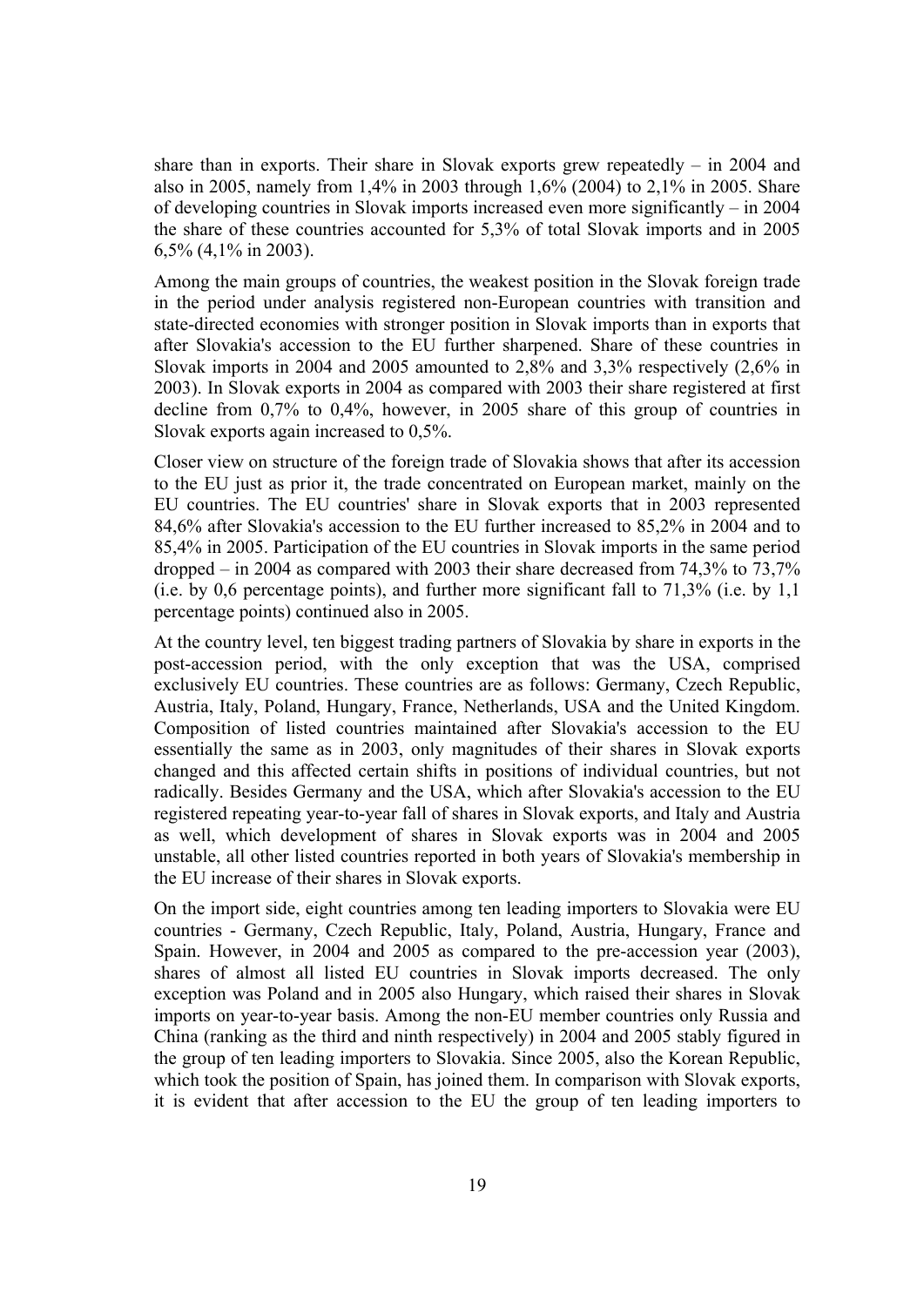share than in exports. Their share in Slovak exports grew repeatedly – in 2004 and also in 2005, namely from 1,4% in 2003 through 1,6% (2004) to 2,1% in 2005. Share of developing countries in Slovak imports increased even more significantly – in 2004 the share of these countries accounted for 5,3% of total Slovak imports and in 2005 6,5% (4,1% in 2003).

Among the main groups of countries, the weakest position in the Slovak foreign trade in the period under analysis registered non-European countries with transition and state-directed economies with stronger position in Slovak imports than in exports that after Slovakia's accession to the EU further sharpened. Share of these countries in Slovak imports in 2004 and 2005 amounted to 2,8% and 3,3% respectively (2,6% in 2003). In Slovak exports in 2004 as compared with 2003 their share registered at first decline from 0,7% to 0,4%, however, in 2005 share of this group of countries in Slovak exports again increased to 0,5%.

Closer view on structure of the foreign trade of Slovakia shows that after its accession to the EU just as prior it, the trade concentrated on European market, mainly on the EU countries. The EU countries' share in Slovak exports that in 2003 represented 84,6% after Slovakia's accession to the EU further increased to 85,2% in 2004 and to 85,4% in 2005. Participation of the EU countries in Slovak imports in the same period dropped – in 2004 as compared with 2003 their share decreased from 74,3% to 73,7% (i.e. by 0,6 percentage points), and further more significant fall to 71,3% (i.e. by 1,1 percentage points) continued also in 2005.

At the country level, ten biggest trading partners of Slovakia by share in exports in the post-accession period, with the only exception that was the USA, comprised exclusively EU countries. These countries are as follows: Germany, Czech Republic, Austria, Italy, Poland, Hungary, France, Netherlands, USA and the United Kingdom. Composition of listed countries maintained after Slovakia's accession to the EU essentially the same as in 2003, only magnitudes of their shares in Slovak exports changed and this affected certain shifts in positions of individual countries, but not radically. Besides Germany and the USA, which after Slovakia's accession to the EU registered repeating year-to-year fall of shares in Slovak exports, and Italy and Austria as well, which development of shares in Slovak exports was in 2004 and 2005 unstable, all other listed countries reported in both years of Slovakia's membership in the EU increase of their shares in Slovak exports.

On the import side, eight countries among ten leading importers to Slovakia were EU countries - Germany, Czech Republic, Italy, Poland, Austria, Hungary, France and Spain. However, in 2004 and 2005 as compared to the pre-accession year (2003), shares of almost all listed EU countries in Slovak imports decreased. The only exception was Poland and in 2005 also Hungary, which raised their shares in Slovak imports on year-to-year basis. Among the non-EU member countries only Russia and China (ranking as the third and ninth respectively) in 2004 and 2005 stably figured in the group of ten leading importers to Slovakia. Since 2005, also the Korean Republic, which took the position of Spain, has joined them. In comparison with Slovak exports, it is evident that after accession to the EU the group of ten leading importers to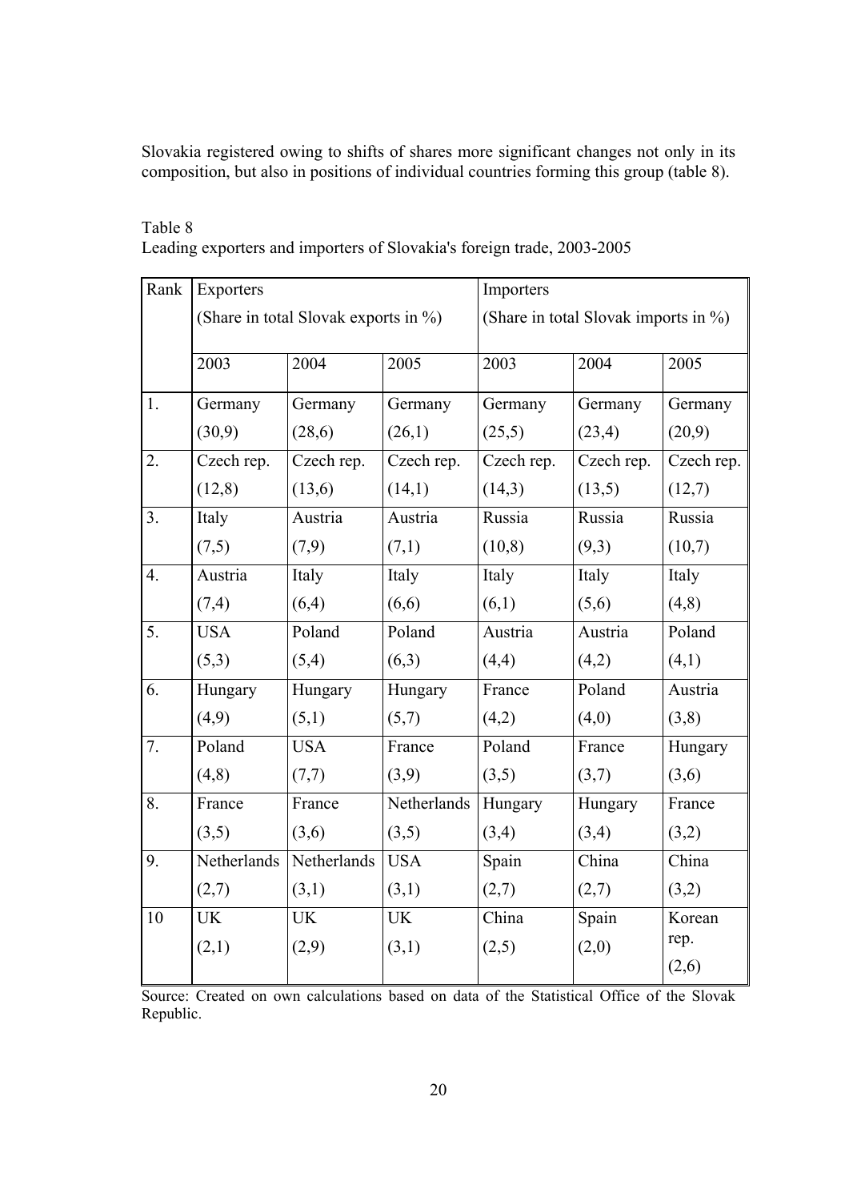Slovakia registered owing to shifts of shares more significant changes not only in its composition, but also in positions of individual countries forming this group (table 8).

Table 8
Leading exporters and importers of Slovakia's foreign trade, 2003-2005

| Rank | Exporters (Share in total Slovak exports in %) | | | Importers (Share in total Slovak imports in %) | | |
|---|---|---|---|---|---|---|
| | 2003 | 2004 | 2005 | 2003 | 2004 | 2005 |
| 1. | Germany (30,9) | Germany (28,6) | Germany (26,1) | Germany (25,5) | Germany (23,4) | Germany (20,9) |
| 2. | Czech rep. (12,8) | Czech rep. (13,6) | Czech rep. (14,1) | Czech rep. (14,3) | Czech rep. (13,5) | Czech rep. (12,7) |
| 3. | Italy (7,5) | Austria (7,9) | Austria (7,1) | Russia (10,8) | Russia (9,3) | Russia (10,7) |
| 4. | Austria (7,4) | Italy (6,4) | Italy (6,6) | Italy (6,1) | Italy (5,6) | Italy (4,8) |
| 5. | USA (5,3) | Poland (5,4) | Poland (6,3) | Austria (4,4) | Austria (4,2) | Poland (4,1) |
| 6. | Hungary (4,9) | Hungary (5,1) | Hungary (5,7) | France (4,2) | Poland (4,0) | Austria (3,8) |
| 7. | Poland (4,8) | USA (7,7) | France (3,9) | Poland (3,5) | France (3,7) | Hungary (3,6) |
| 8. | France (3,5) | France (3,6) | Netherlands (3,5) | Hungary (3,4) | Hungary (3,4) | France (3,2) |
| 9. | Netherlands (2,7) | Netherlands (3,1) | USA (3,1) | Spain (2,7) | China (2,7) | China (3,2) |
| 10 | UK (2,1) | UK (2,9) | UK (3,1) | China (2,5) | Spain (2,0) | Korean rep. (2,6) |

Source: Created on own calculations based on data of the Statistical Office of the Slovak Republic.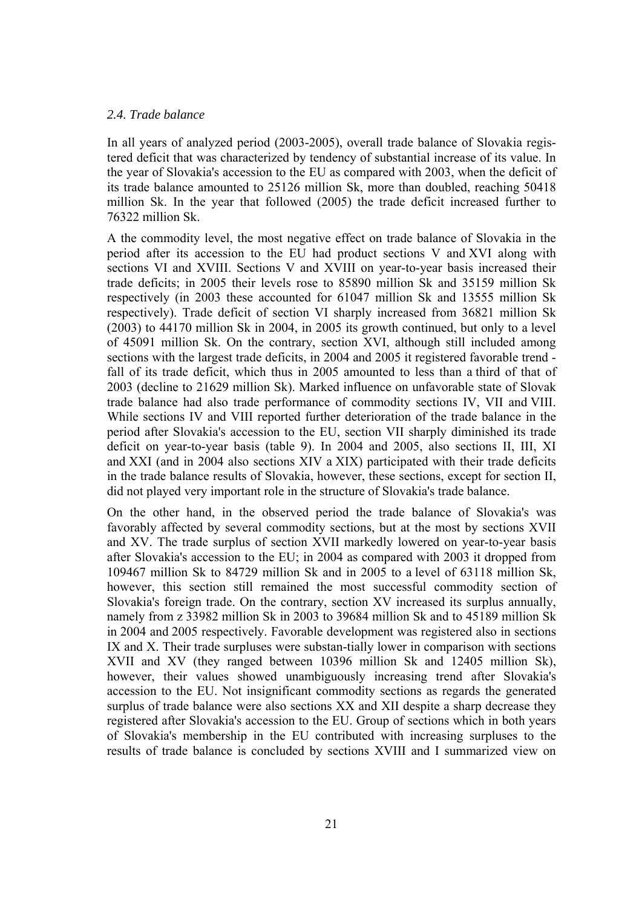### *2.4. Trade balance*

In all years of analyzed period (2003-2005), overall trade balance of Slovakia registered deficit that was characterized by tendency of substantial increase of its value. In the year of Slovakia's accession to the EU as compared with 2003, when the deficit of its trade balance amounted to 25126 million Sk, more than doubled, reaching 50418 million Sk. In the year that followed (2005) the trade deficit increased further to 76322 million Sk.

A the commodity level, the most negative effect on trade balance of Slovakia in the period after its accession to the EU had product sections V and XVI along with sections VI and XVIII. Sections V and XVIII on year-to-year basis increased their trade deficits; in 2005 their levels rose to 85890 million Sk and 35159 million Sk respectively (in 2003 these accounted for 61047 million Sk and 13555 million Sk respectively). Trade deficit of section VI sharply increased from 36821 million Sk (2003) to 44170 million Sk in 2004, in 2005 its growth continued, but only to a level of 45091 million Sk. On the contrary, section XVI, although still included among sections with the largest trade deficits, in 2004 and 2005 it registered favorable trend - fall of its trade deficit, which thus in 2005 amounted to less than a third of that of 2003 (decline to 21629 million Sk). Marked influence on unfavorable state of Slovak trade balance had also trade performance of commodity sections IV, VII and VIII. While sections IV and VIII reported further deterioration of the trade balance in the period after Slovakia's accession to the EU, section VII sharply diminished its trade deficit on year-to-year basis (table 9). In 2004 and 2005, also sections II, III, XI and XXI (and in 2004 also sections XIV a XIX) participated with their trade deficits in the trade balance results of Slovakia, however, these sections, except for section II, did not played very important role in the structure of Slovakia's trade balance.

On the other hand, in the observed period the trade balance of Slovakia's was favorably affected by several commodity sections, but at the most by sections XVII and XV. The trade surplus of section XVII markedly lowered on year-to-year basis after Slovakia's accession to the EU; in 2004 as compared with 2003 it dropped from 109467 million Sk to 84729 million Sk and in 2005 to a level of 63118 million Sk, however, this section still remained the most successful commodity section of Slovakia's foreign trade. On the contrary, section XV increased its surplus annually, namely from z 33982 million Sk in 2003 to 39684 million Sk and to 45189 million Sk in 2004 and 2005 respectively. Favorable development was registered also in sections IX and X. Their trade surpluses were substan-tially lower in comparison with sections XVII and XV (they ranged between 10396 million Sk and 12405 million Sk), however, their values showed unambiguously increasing trend after Slovakia's accession to the EU. Not insignificant commodity sections as regards the generated surplus of trade balance were also sections XX and XII despite a sharp decrease they registered after Slovakia's accession to the EU. Group of sections which in both years of Slovakia's membership in the EU contributed with increasing surpluses to the results of trade balance is concluded by sections XVIII and I summarized view on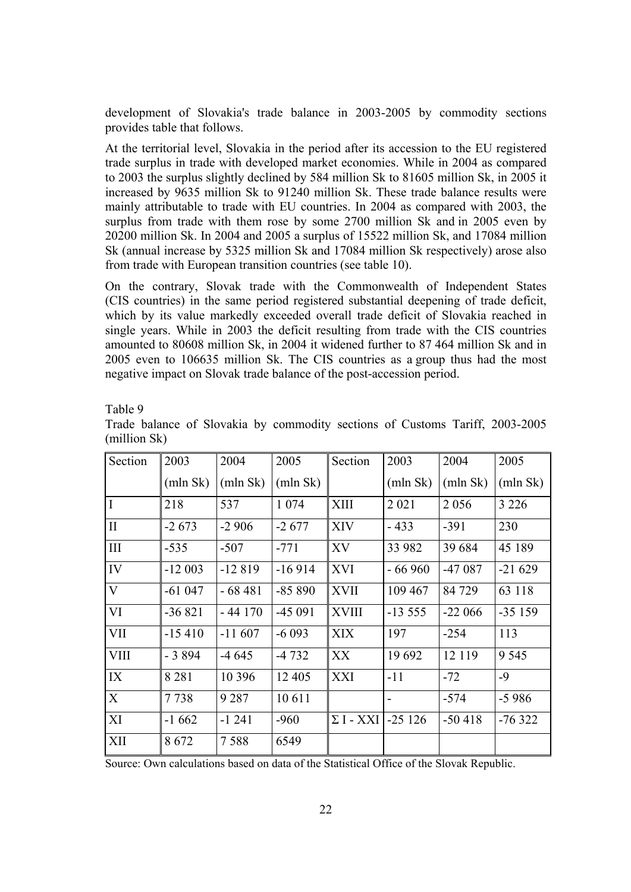development of Slovakia's trade balance in 2003-2005 by commodity sections provides table that follows.

At the territorial level, Slovakia in the period after its accession to the EU registered trade surplus in trade with developed market economies. While in 2004 as compared to 2003 the surplus slightly declined by 584 million Sk to 81605 million Sk, in 2005 it increased by 9635 million Sk to 91240 million Sk. These trade balance results were mainly attributable to trade with EU countries. In 2004 as compared with 2003, the surplus from trade with them rose by some 2700 million Sk and in 2005 even by 20200 million Sk. In 2004 and 2005 a surplus of 15522 million Sk, and 17084 million Sk (annual increase by 5325 million Sk and 17084 million Sk respectively) arose also from trade with European transition countries (see table 10).

On the contrary, Slovak trade with the Commonwealth of Independent States (CIS countries) in the same period registered substantial deepening of trade deficit, which by its value markedly exceeded overall trade deficit of Slovakia reached in single years. While in 2003 the deficit resulting from trade with the CIS countries amounted to 80608 million Sk, in 2004 it widened further to 87 464 million Sk and in 2005 even to 106635 million Sk. The CIS countries as a group thus had the most negative impact on Slovak trade balance of the post-accession period.

Table 9

Trade balance of Slovakia by commodity sections of Customs Tariff, 2003-2005 (million Sk)

| Section | 2003 (mln Sk) | 2004 (mln Sk) | 2005 (mln Sk) | Section | 2003 (mln Sk) | 2004 (mln Sk) | 2005 (mln Sk) |
|---|---|---|---|---|---|---|---|
| I | 218 | 537 | 1 074 | XIII | 2 021 | 2 056 | 3 226 |
| II | -2 673 | -2 906 | -2 677 | XIV | - 433 | -391 | 230 |
| III | -535 | -507 | -771 | XV | 33 982 | 39 684 | 45 189 |
| IV | -12 003 | -12 819 | -16 914 | XVI | - 66 960 | -47 087 | -21 629 |
| V | -61 047 | - 68 481 | -85 890 | XVII | 109 467 | 84 729 | 63 118 |
| VI | -36 821 | - 44 170 | -45 091 | XVIII | -13 555 | -22 066 | -35 159 |
| VII | -15 410 | -11 607 | -6 093 | XIX | 197 | -254 | 113 |
| VIII | - 3 894 | -4 645 | -4 732 | XX | 19 692 | 12 119 | 9 545 |
| IX | 8 281 | 10 396 | 12 405 | XXI | -11 | -72 | -9 |
| X | 7 738 | 9 287 | 10 611 | | - | -574 | -5 986 |
| XI | -1 662 | -1 241 | -960 | Σ I - XXI | -25 126 | -50 418 | -76 322 |
| XII | 8 672 | 7 588 | 6549 | | | | |

Source: Own calculations based on data of the Statistical Office of the Slovak Republic.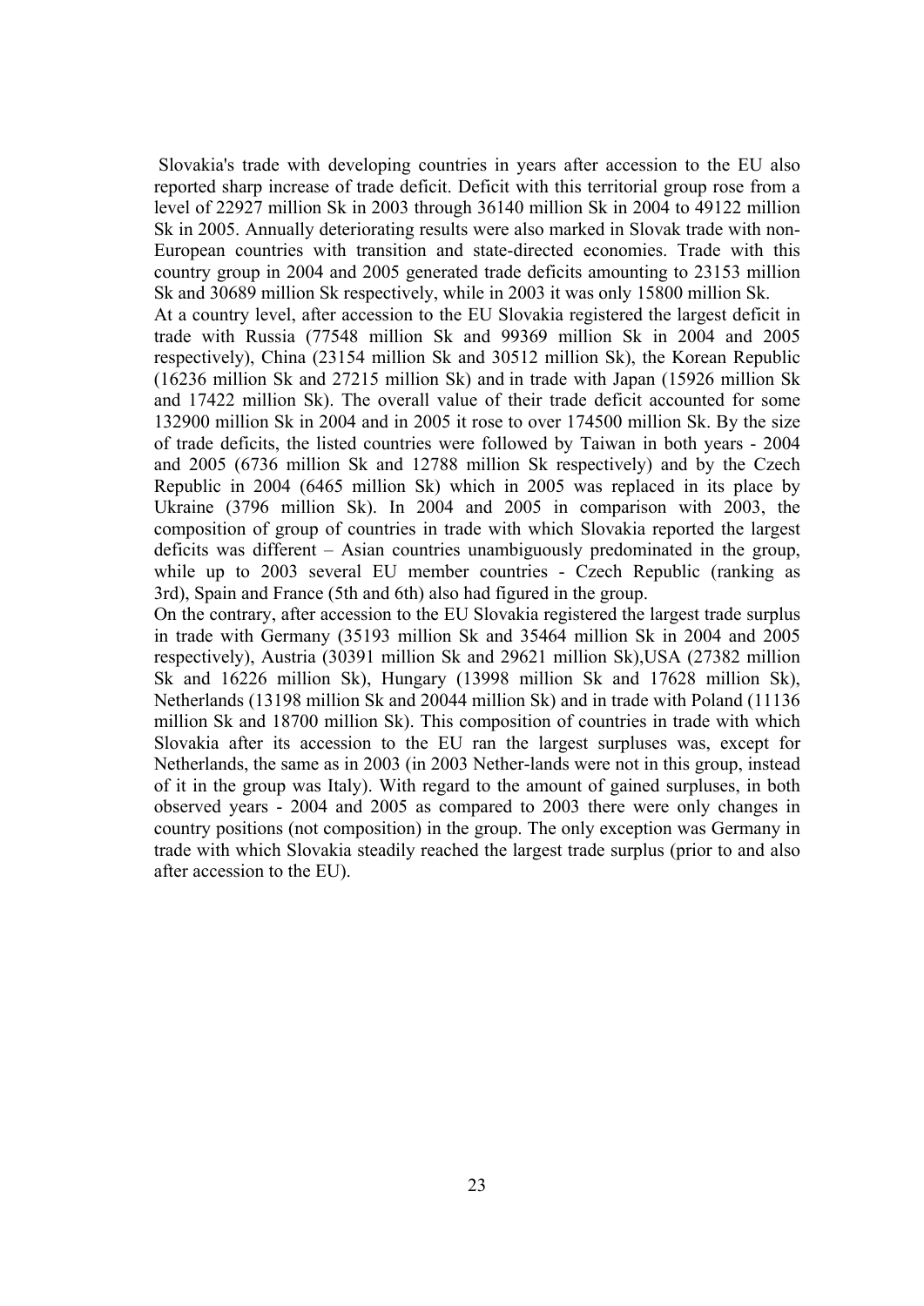Slovakia's trade with developing countries in years after accession to the EU also reported sharp increase of trade deficit. Deficit with this territorial group rose from a level of 22927 million Sk in 2003 through 36140 million Sk in 2004 to 49122 million Sk in 2005. Annually deteriorating results were also marked in Slovak trade with non-European countries with transition and state-directed economies. Trade with this country group in 2004 and 2005 generated trade deficits amounting to 23153 million Sk and 30689 million Sk respectively, while in 2003 it was only 15800 million Sk.

At a country level, after accession to the EU Slovakia registered the largest deficit in trade with Russia (77548 million Sk and 99369 million Sk in 2004 and 2005 respectively), China (23154 million Sk and 30512 million Sk), the Korean Republic (16236 million Sk and 27215 million Sk) and in trade with Japan (15926 million Sk and 17422 million Sk). The overall value of their trade deficit accounted for some 132900 million Sk in 2004 and in 2005 it rose to over 174500 million Sk. By the size of trade deficits, the listed countries were followed by Taiwan in both years - 2004 and 2005 (6736 million Sk and 12788 million Sk respectively) and by the Czech Republic in 2004 (6465 million Sk) which in 2005 was replaced in its place by Ukraine (3796 million Sk). In 2004 and 2005 in comparison with 2003, the composition of group of countries in trade with which Slovakia reported the largest deficits was different – Asian countries unambiguously predominated in the group, while up to 2003 several EU member countries - Czech Republic (ranking as 3rd), Spain and France (5th and 6th) also had figured in the group.

On the contrary, after accession to the EU Slovakia registered the largest trade surplus in trade with Germany (35193 million Sk and 35464 million Sk in 2004 and 2005 respectively), Austria (30391 million Sk and 29621 million Sk),USA (27382 million Sk and 16226 million Sk), Hungary (13998 million Sk and 17628 million Sk), Netherlands (13198 million Sk and 20044 million Sk) and in trade with Poland (11136 million Sk and 18700 million Sk). This composition of countries in trade with which Slovakia after its accession to the EU ran the largest surpluses was, except for Netherlands, the same as in 2003 (in 2003 Nether-lands were not in this group, instead of it in the group was Italy). With regard to the amount of gained surpluses, in both observed years - 2004 and 2005 as compared to 2003 there were only changes in country positions (not composition) in the group. The only exception was Germany in trade with which Slovakia steadily reached the largest trade surplus (prior to and also after accession to the EU).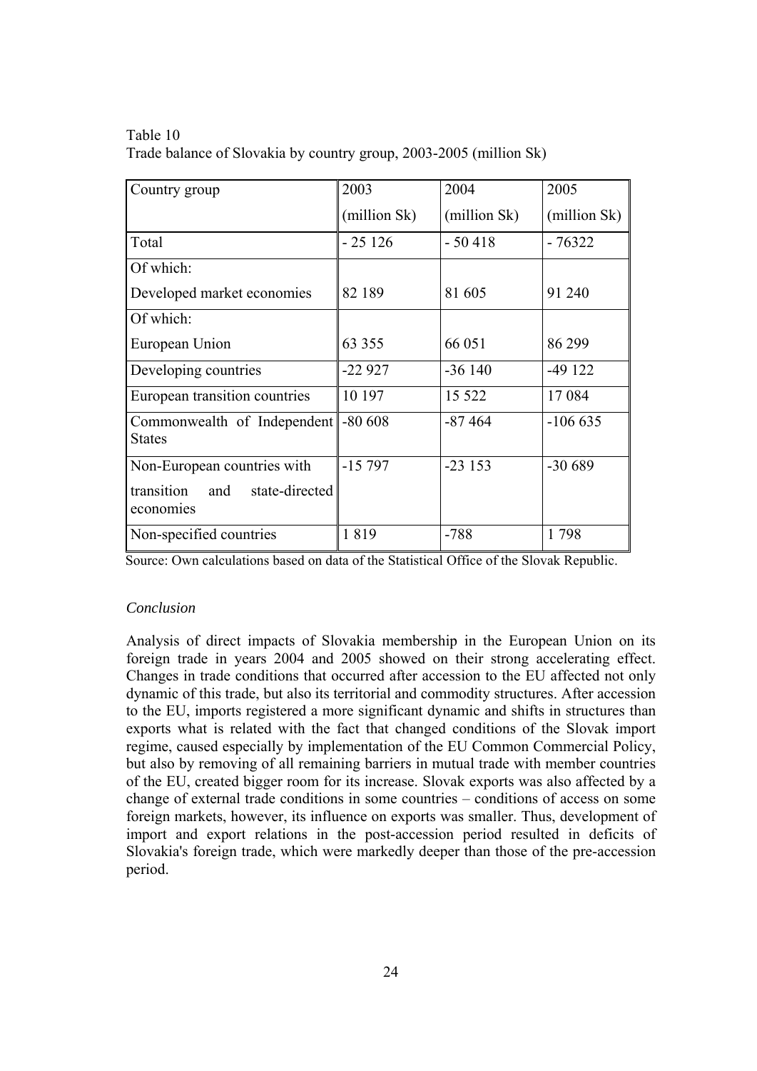Table 10
Trade balance of Slovakia by country group, 2003-2005 (million Sk)

| Country group | 2003 (million Sk) | 2004 (million Sk) | 2005 (million Sk) |
|---|---|---|---|
| Total | - 25 126 | - 50 418 | - 76322 |
| Of which: Developed market economies | 82 189 | 81 605 | 91 240 |
| Of which: European Union | 63 355 | 66 051 | 86 299 |
| Developing countries | -22 927 | -36 140 | -49 122 |
| European transition countries | 10 197 | 15 522 | 17 084 |
| Commonwealth of Independent States | -80 608 | -87 464 | -106 635 |
| Non-European countries with transition and state-directed economies | -15 797 | -23 153 | -30 689 |
| Non-specified countries | 1 819 | -788 | 1 798 |

Source: Own calculations based on data of the Statistical Office of the Slovak Republic.

*Conclusion*

Analysis of direct impacts of Slovakia membership in the European Union on its foreign trade in years 2004 and 2005 showed on their strong accelerating effect. Changes in trade conditions that occurred after accession to the EU affected not only dynamic of this trade, but also its territorial and commodity structures. After accession to the EU, imports registered a more significant dynamic and shifts in structures than exports what is related with the fact that changed conditions of the Slovak import regime, caused especially by implementation of the EU Common Commercial Policy, but also by removing of all remaining barriers in mutual trade with member countries of the EU, created bigger room for its increase. Slovak exports was also affected by a change of external trade conditions in some countries – conditions of access on some foreign markets, however, its influence on exports was smaller. Thus, development of import and export relations in the post-accession period resulted in deficits of Slovakia's foreign trade, which were markedly deeper than those of the pre-accession period.